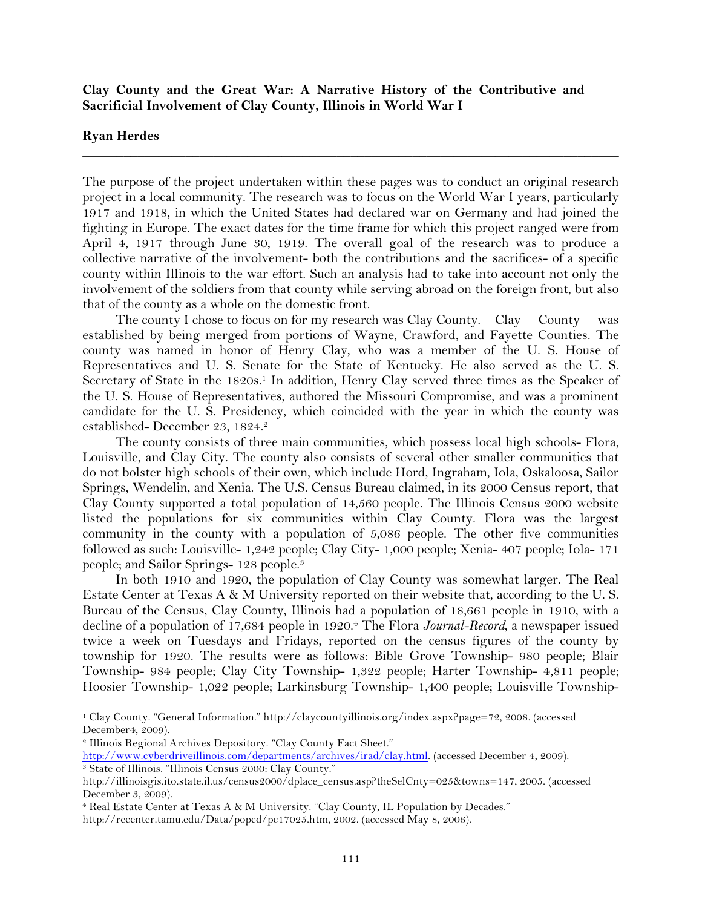**Clay County and the Great War: A Narrative History of the Contributive and Sacrificial Involvement of Clay County, Illinois in World War I**

**Ryan Herdes**

---

The purpose of the project undertaken within these pages was to conduct an original research project in a local community. The research was to focus on the World War I years, particularly 1917 and 1918, in which the United States had declared war on Germany and had joined the fighting in Europe. The exact dates for the time frame for which this project ranged were from April 4, 1917 through June 30, 1919. The overall goal of the research was to produce a collective narrative of the involvement- both the contributions and the sacrifices- of a specific county within Illinois to the war effort. Such an analysis had to take into account not only the involvement of the soldiers from that county while serving abroad on the foreign front, but also that of the county as a whole on the domestic front.

The county I chose to focus on for my research was Clay County. Clay County was established by being merged from portions of Wayne, Crawford, and Fayette Counties. The county was named in honor of Henry Clay, who was a member of the U. S. House of Representatives and U. S. Senate for the State of Kentucky. He also served as the U. S. Secretary of State in the 1820s.[1] In addition, Henry Clay served three times as the Speaker of the U. S. House of Representatives, authored the Missouri Compromise, and was a prominent candidate for the U. S. Presidency, which coincided with the year in which the county was established- December 23, 1824.[2]

The county consists of three main communities, which possess local high schools- Flora, Louisville, and Clay City. The county also consists of several other smaller communities that do not bolster high schools of their own, which include Hord, Ingraham, Iola, Oskaloosa, Sailor Springs, Wendelin, and Xenia. The U.S. Census Bureau claimed, in its 2000 Census report, that Clay County supported a total population of 14,560 people. The Illinois Census 2000 website listed the populations for six communities within Clay County. Flora was the largest community in the county with a population of 5,086 people. The other five communities followed as such: Louisville- 1,242 people; Clay City- 1,000 people; Xenia- 407 people; Iola- 171 people; and Sailor Springs- 128 people.[3]

In both 1910 and 1920, the population of Clay County was somewhat larger. The Real Estate Center at Texas A & M University reported on their website that, according to the U. S. Bureau of the Census, Clay County, Illinois had a population of 18,661 people in 1910, with a decline of a population of 17,684 people in 1920.[4] The Flora *Journal-Record*, a newspaper issued twice a week on Tuesdays and Fridays, reported on the census figures of the county by township for 1920. The results were as follows: Bible Grove Township- 980 people; Blair Township- 984 people; Clay City Township- 1,322 people; Harter Township- 4,811 people; Hoosier Township- 1,022 people; Larkinsburg Township- 1,400 people; Louisville Township-

---

[1] Clay County. "General Information." http://claycountyillinois.org/index.aspx?page=72, 2008. (accessed December4, 2009).

[2] Illinois Regional Archives Depository. "Clay County Fact Sheet." http://www.cyberdriveillinois.com/departments/archives/irad/clay.html. (accessed December 4, 2009).

[3] State of Illinois. "Illinois Census 2000: Clay County." http://illinoisgis.ito.state.il.us/census2000/dplace_census.asp?theSelCnty=025&towns=147, 2005. (accessed December 3, 2009).

[4] Real Estate Center at Texas A & M University. "Clay County, IL Population by Decades." http://recenter.tamu.edu/Data/popcd/pc17025.htm, 2002. (accessed May 8, 2006).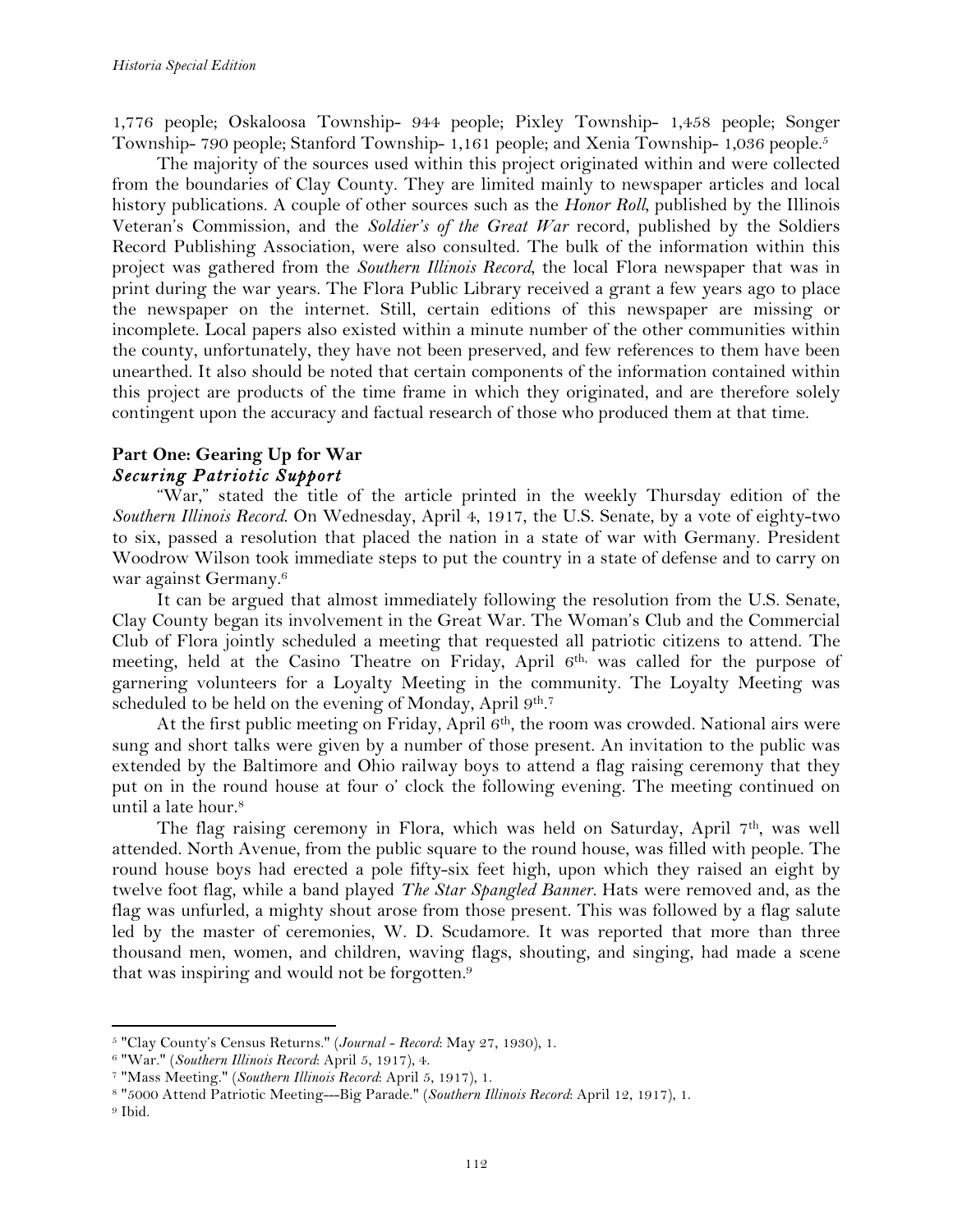1,776 people; Oskaloosa Township- 944 people; Pixley Township- 1,458 people; Songer Township- 790 people; Stanford Township- 1,161 people; and Xenia Township- 1,036 people.[5]

The majority of the sources used within this project originated within and were collected from the boundaries of Clay County. They are limited mainly to newspaper articles and local history publications. A couple of other sources such as the *Honor Roll*, published by the Illinois Veteran's Commission, and the *Soldier's of the Great War* record, published by the Soldiers Record Publishing Association, were also consulted. The bulk of the information within this project was gathered from the *Southern Illinois Record*, the local Flora newspaper that was in print during the war years. The Flora Public Library received a grant a few years ago to place the newspaper on the internet. Still, certain editions of this newspaper are missing or incomplete. Local papers also existed within a minute number of the other communities within the county, unfortunately, they have not been preserved, and few references to them have been unearthed. It also should be noted that certain components of the information contained within this project are products of the time frame in which they originated, and are therefore solely contingent upon the accuracy and factual research of those who produced them at that time.

## Part One: Gearing Up for War

### *Securing Patriotic Support*

"War," stated the title of the article printed in the weekly Thursday edition of the *Southern Illinois Record*. On Wednesday, April 4, 1917, the U.S. Senate, by a vote of eighty-two to six, passed a resolution that placed the nation in a state of war with Germany. President Woodrow Wilson took immediate steps to put the country in a state of defense and to carry on war against Germany.[6]

It can be argued that almost immediately following the resolution from the U.S. Senate, Clay County began its involvement in the Great War. The Woman's Club and the Commercial Club of Flora jointly scheduled a meeting that requested all patriotic citizens to attend. The meeting, held at the Casino Theatre on Friday, April 6th, was called for the purpose of garnering volunteers for a Loyalty Meeting in the community. The Loyalty Meeting was scheduled to be held on the evening of Monday, April 9th.[7]

At the first public meeting on Friday, April 6th, the room was crowded. National airs were sung and short talks were given by a number of those present. An invitation to the public was extended by the Baltimore and Ohio railway boys to attend a flag raising ceremony that they put on in the round house at four o' clock the following evening. The meeting continued on until a late hour.[8]

The flag raising ceremony in Flora, which was held on Saturday, April 7th, was well attended. North Avenue, from the public square to the round house, was filled with people. The round house boys had erected a pole fifty-six feet high, upon which they raised an eight by twelve foot flag, while a band played *The Star Spangled Banner*. Hats were removed and, as the flag was unfurled, a mighty shout arose from those present. This was followed by a flag salute led by the master of ceremonies, W. D. Scudamore. It was reported that more than three thousand men, women, and children, waving flags, shouting, and singing, had made a scene that was inspiring and would not be forgotten.[9]

---

[5] "Clay County's Census Returns." (*Journal - Record*: May 27, 1930), 1.

[6] "War." (*Southern Illinois Record*: April 5, 1917), 4.

[7] "Mass Meeting." (*Southern Illinois Record*: April 5, 1917), 1.

[8] "5000 Attend Patriotic Meeting---Big Parade." (*Southern Illinois Record*: April 12, 1917), 1.

[9] Ibid.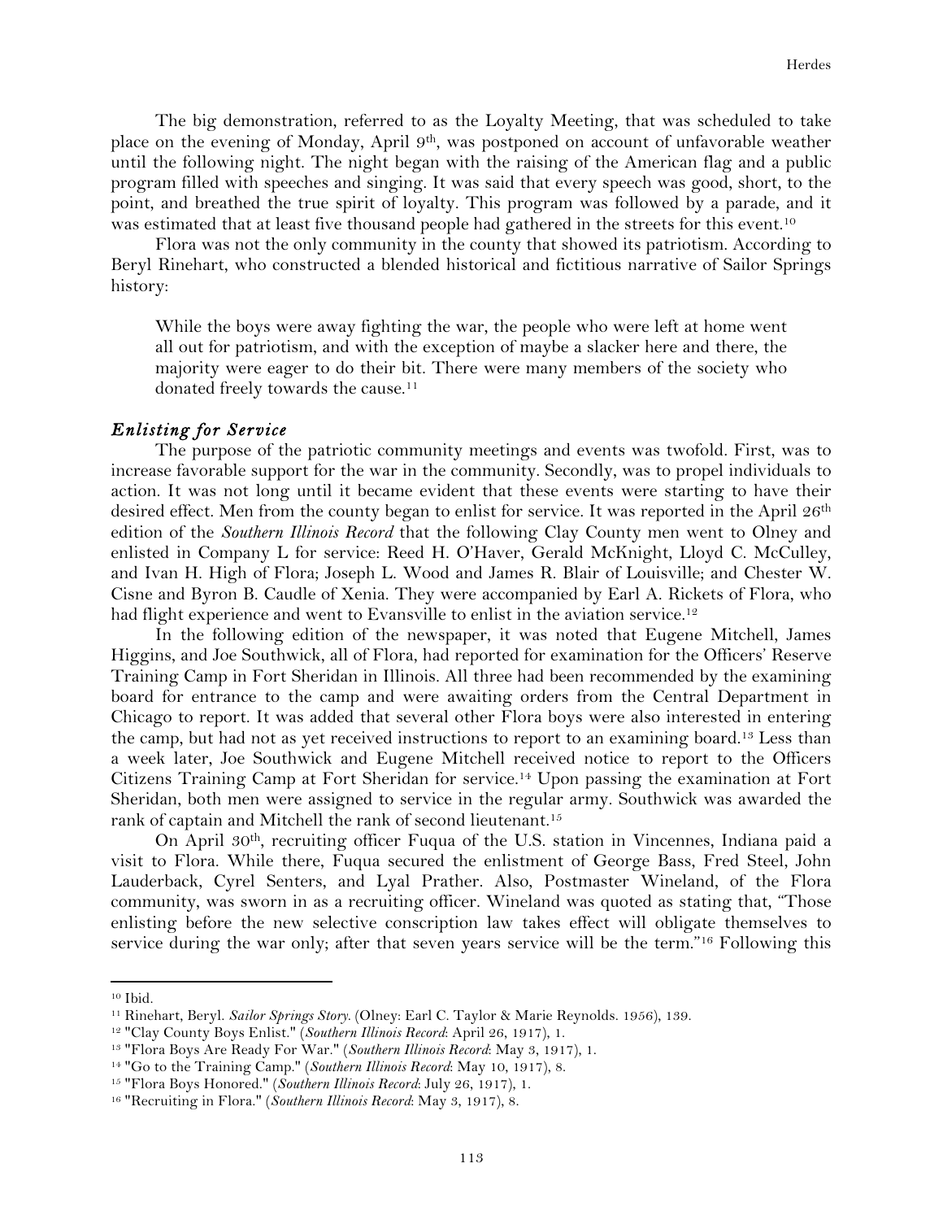The big demonstration, referred to as the Loyalty Meeting, that was scheduled to take place on the evening of Monday, April 9th, was postponed on account of unfavorable weather until the following night. The night began with the raising of the American flag and a public program filled with speeches and singing. It was said that every speech was good, short, to the point, and breathed the true spirit of loyalty. This program was followed by a parade, and it was estimated that at least five thousand people had gathered in the streets for this event.[10]

Flora was not the only community in the county that showed its patriotism. According to Beryl Rinehart, who constructed a blended historical and fictitious narrative of Sailor Springs history:

> While the boys were away fighting the war, the people who were left at home went all out for patriotism, and with the exception of maybe a slacker here and there, the majority were eager to do their bit. There were many members of the society who donated freely towards the cause.[11]

### *Enlisting for Service*

The purpose of the patriotic community meetings and events was twofold. First, was to increase favorable support for the war in the community. Secondly, was to propel individuals to action. It was not long until it became evident that these events were starting to have their desired effect. Men from the county began to enlist for service. It was reported in the April 26th edition of the *Southern Illinois Record* that the following Clay County men went to Olney and enlisted in Company L for service: Reed H. O'Haver, Gerald McKnight, Lloyd C. McCulley, and Ivan H. High of Flora; Joseph L. Wood and James R. Blair of Louisville; and Chester W. Cisne and Byron B. Caudle of Xenia. They were accompanied by Earl A. Rickets of Flora, who had flight experience and went to Evansville to enlist in the aviation service.[12]

In the following edition of the newspaper, it was noted that Eugene Mitchell, James Higgins, and Joe Southwick, all of Flora, had reported for examination for the Officers' Reserve Training Camp in Fort Sheridan in Illinois. All three had been recommended by the examining board for entrance to the camp and were awaiting orders from the Central Department in Chicago to report. It was added that several other Flora boys were also interested in entering the camp, but had not as yet received instructions to report to an examining board.[13] Less than a week later, Joe Southwick and Eugene Mitchell received notice to report to the Officers Citizens Training Camp at Fort Sheridan for service.[14] Upon passing the examination at Fort Sheridan, both men were assigned to service in the regular army. Southwick was awarded the rank of captain and Mitchell the rank of second lieutenant.[15]

On April 30th, recruiting officer Fuqua of the U.S. station in Vincennes, Indiana paid a visit to Flora. While there, Fuqua secured the enlistment of George Bass, Fred Steel, John Lauderback, Cyrel Senters, and Lyal Prather. Also, Postmaster Wineland, of the Flora community, was sworn in as a recruiting officer. Wineland was quoted as stating that, "Those enlisting before the new selective conscription law takes effect will obligate themselves to service during the war only; after that seven years service will be the term."[16] Following this

---

[10] Ibid.

[11] Rinehart, Beryl. *Sailor Springs Story*. (Olney: Earl C. Taylor & Marie Reynolds. 1956), 139.

[12] "Clay County Boys Enlist." (*Southern Illinois Record*: April 26, 1917), 1.

[13] "Flora Boys Are Ready For War." (*Southern Illinois Record*: May 3, 1917), 1.

[14] "Go to the Training Camp." (*Southern Illinois Record*: May 10, 1917), 8.

[15] "Flora Boys Honored." (*Southern Illinois Record*: July 26, 1917), 1.

[16] "Recruiting in Flora." (*Southern Illinois Record*: May 3, 1917), 8.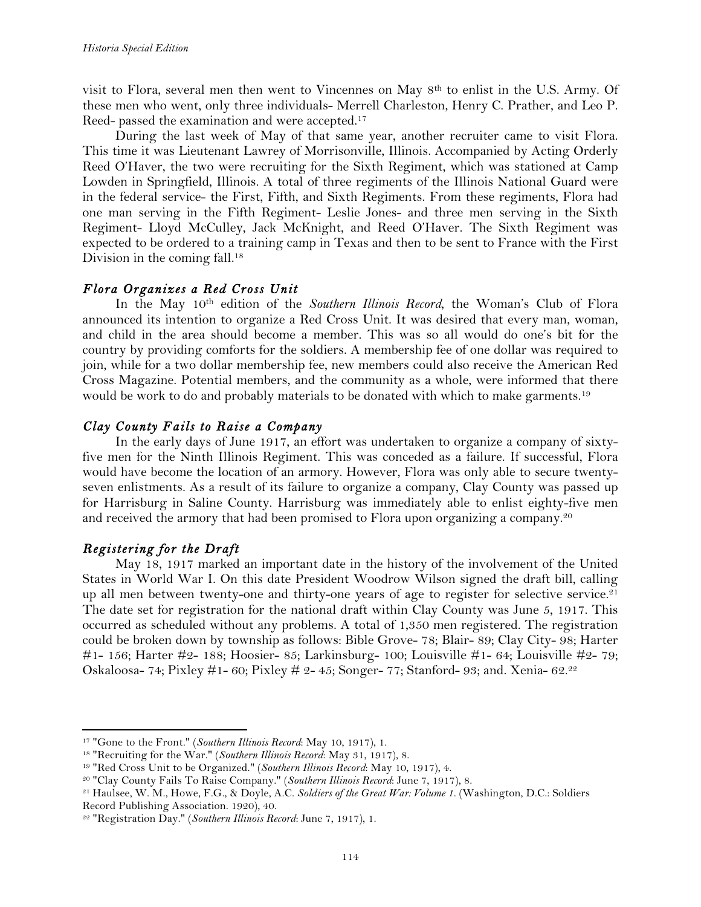visit to Flora, several men then went to Vincennes on May 8th to enlist in the U.S. Army. Of these men who went, only three individuals- Merrell Charleston, Henry C. Prather, and Leo P. Reed- passed the examination and were accepted.[17]

During the last week of May of that same year, another recruiter came to visit Flora. This time it was Lieutenant Lawrey of Morrisonville, Illinois. Accompanied by Acting Orderly Reed O'Haver, the two were recruiting for the Sixth Regiment, which was stationed at Camp Lowden in Springfield, Illinois. A total of three regiments of the Illinois National Guard were in the federal service- the First, Fifth, and Sixth Regiments. From these regiments, Flora had one man serving in the Fifth Regiment- Leslie Jones- and three men serving in the Sixth Regiment- Lloyd McCulley, Jack McKnight, and Reed O'Haver. The Sixth Regiment was expected to be ordered to a training camp in Texas and then to be sent to France with the First Division in the coming fall.[18]

### *Flora Organizes a Red Cross Unit*

In the May 10th edition of the *Southern Illinois Record*, the Woman's Club of Flora announced its intention to organize a Red Cross Unit. It was desired that every man, woman, and child in the area should become a member. This was so all would do one's bit for the country by providing comforts for the soldiers. A membership fee of one dollar was required to join, while for a two dollar membership fee, new members could also receive the American Red Cross Magazine. Potential members, and the community as a whole, were informed that there would be work to do and probably materials to be donated with which to make garments.[19]

### *Clay County Fails to Raise a Company*

In the early days of June 1917, an effort was undertaken to organize a company of sixty-five men for the Ninth Illinois Regiment. This was conceded as a failure. If successful, Flora would have become the location of an armory. However, Flora was only able to secure twenty-seven enlistments. As a result of its failure to organize a company, Clay County was passed up for Harrisburg in Saline County. Harrisburg was immediately able to enlist eighty-five men and received the armory that had been promised to Flora upon organizing a company.[20]

### *Registering for the Draft*

May 18, 1917 marked an important date in the history of the involvement of the United States in World War I. On this date President Woodrow Wilson signed the draft bill, calling up all men between twenty-one and thirty-one years of age to register for selective service.[21] The date set for registration for the national draft within Clay County was June 5, 1917. This occurred as scheduled without any problems. A total of 1,350 men registered. The registration could be broken down by township as follows: Bible Grove- 78; Blair- 89; Clay City- 98; Harter #1- 156; Harter #2- 188; Hoosier- 85; Larkinsburg- 100; Louisville #1- 64; Louisville #2- 79; Oskaloosa- 74; Pixley #1- 60; Pixley # 2- 45; Songer- 77; Stanford- 93; and. Xenia- 62.[22]

---

[17] "Gone to the Front." (*Southern Illinois Record*: May 10, 1917), 1.

[18] "Recruiting for the War." (*Southern Illinois Record*: May 31, 1917), 8.

[19] "Red Cross Unit to be Organized." (*Southern Illinois Record*: May 10, 1917), 4.

[20] "Clay County Fails To Raise Company." (*Southern Illinois Record*: June 7, 1917), 8.

[21] Haulsee, W. M., Howe, F.G., & Doyle, A.C. *Soldiers of the Great War: Volume 1*. (Washington, D.C.: Soldiers Record Publishing Association. 1920), 40.

[22] "Registration Day." (*Southern Illinois Record*: June 7, 1917), 1.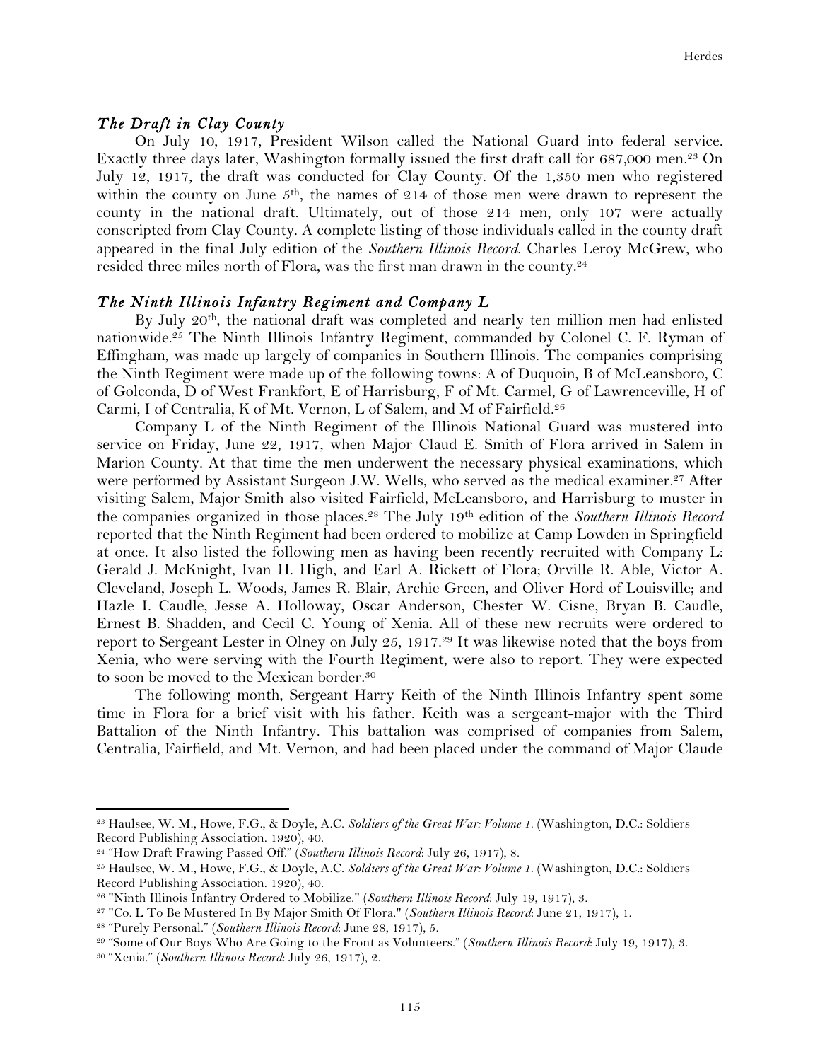### *The Draft in Clay County*

On July 10, 1917, President Wilson called the National Guard into federal service. Exactly three days later, Washington formally issued the first draft call for 687,000 men.[23] On July 12, 1917, the draft was conducted for Clay County. Of the 1,350 men who registered within the county on June 5th, the names of 214 of those men were drawn to represent the county in the national draft. Ultimately, out of those 214 men, only 107 were actually conscripted from Clay County. A complete listing of those individuals called in the county draft appeared in the final July edition of the *Southern Illinois Record*. Charles Leroy McGrew, who resided three miles north of Flora, was the first man drawn in the county.[24]

### *The Ninth Illinois Infantry Regiment and Company L*

By July 20th, the national draft was completed and nearly ten million men had enlisted nationwide.[25] The Ninth Illinois Infantry Regiment, commanded by Colonel C. F. Ryman of Effingham, was made up largely of companies in Southern Illinois. The companies comprising the Ninth Regiment were made up of the following towns: A of Duquoin, B of McLeansboro, C of Golconda, D of West Frankfort, E of Harrisburg, F of Mt. Carmel, G of Lawrenceville, H of Carmi, I of Centralia, K of Mt. Vernon, L of Salem, and M of Fairfield.[26]

Company L of the Ninth Regiment of the Illinois National Guard was mustered into service on Friday, June 22, 1917, when Major Claud E. Smith of Flora arrived in Salem in Marion County. At that time the men underwent the necessary physical examinations, which were performed by Assistant Surgeon J.W. Wells, who served as the medical examiner.[27] After visiting Salem, Major Smith also visited Fairfield, McLeansboro, and Harrisburg to muster in the companies organized in those places.[28] The July 19th edition of the *Southern Illinois Record* reported that the Ninth Regiment had been ordered to mobilize at Camp Lowden in Springfield at once. It also listed the following men as having been recently recruited with Company L: Gerald J. McKnight, Ivan H. High, and Earl A. Rickett of Flora; Orville R. Able, Victor A. Cleveland, Joseph L. Woods, James R. Blair, Archie Green, and Oliver Hord of Louisville; and Hazle I. Caudle, Jesse A. Holloway, Oscar Anderson, Chester W. Cisne, Bryan B. Caudle, Ernest B. Shadden, and Cecil C. Young of Xenia. All of these new recruits were ordered to report to Sergeant Lester in Olney on July 25, 1917.[29] It was likewise noted that the boys from Xenia, who were serving with the Fourth Regiment, were also to report. They were expected to soon be moved to the Mexican border.[30]

The following month, Sergeant Harry Keith of the Ninth Illinois Infantry spent some time in Flora for a brief visit with his father. Keith was a sergeant-major with the Third Battalion of the Ninth Infantry. This battalion was comprised of companies from Salem, Centralia, Fairfield, and Mt. Vernon, and had been placed under the command of Major Claude

---

[23] Haulsee, W. M., Howe, F.G., & Doyle, A.C. *Soldiers of the Great War: Volume 1*. (Washington, D.C.: Soldiers Record Publishing Association. 1920), 40.

[24] "How Draft Frawing Passed Off." (*Southern Illinois Record*: July 26, 1917), 8.

[25] Haulsee, W. M., Howe, F.G., & Doyle, A.C. *Soldiers of the Great War: Volume 1*. (Washington, D.C.: Soldiers Record Publishing Association. 1920), 40.

[26] "Ninth Illinois Infantry Ordered to Mobilize." (*Southern Illinois Record*: July 19, 1917), 3.

[27] "Co. L To Be Mustered In By Major Smith Of Flora." (*Southern Illinois Record*: June 21, 1917), 1.

[28] "Purely Personal." (*Southern Illinois Record*: June 28, 1917), 5.

[29] "Some of Our Boys Who Are Going to the Front as Volunteers." (*Southern Illinois Record*: July 19, 1917), 3.

[30] "Xenia." (*Southern Illinois Record*: July 26, 1917), 2.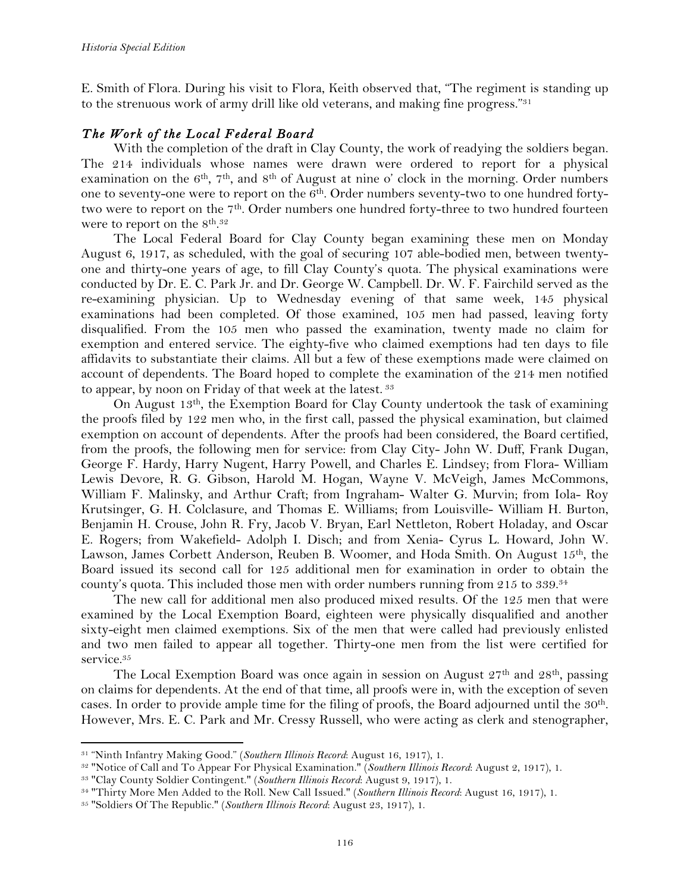E. Smith of Flora. During his visit to Flora, Keith observed that, "The regiment is standing up to the strenuous work of army drill like old veterans, and making fine progress."[31]

### *The Work of the Local Federal Board*

With the completion of the draft in Clay County, the work of readying the soldiers began. The 214 individuals whose names were drawn were ordered to report for a physical examination on the 6th, 7th, and 8th of August at nine o' clock in the morning. Order numbers one to seventy-one were to report on the 6th. Order numbers seventy-two to one hundred forty-two were to report on the 7th. Order numbers one hundred forty-three to two hundred fourteen were to report on the 8th.[32]

The Local Federal Board for Clay County began examining these men on Monday August 6, 1917, as scheduled, with the goal of securing 107 able-bodied men, between twenty-one and thirty-one years of age, to fill Clay County's quota. The physical examinations were conducted by Dr. E. C. Park Jr. and Dr. George W. Campbell. Dr. W. F. Fairchild served as the re-examining physician. Up to Wednesday evening of that same week, 145 physical examinations had been completed. Of those examined, 105 men had passed, leaving forty disqualified. From the 105 men who passed the examination, twenty made no claim for exemption and entered service. The eighty-five who claimed exemptions had ten days to file affidavits to substantiate their claims. All but a few of these exemptions made were claimed on account of dependents. The Board hoped to complete the examination of the 214 men notified to appear, by noon on Friday of that week at the latest.[33]

On August 13th, the Exemption Board for Clay County undertook the task of examining the proofs filed by 122 men who, in the first call, passed the physical examination, but claimed exemption on account of dependents. After the proofs had been considered, the Board certified, from the proofs, the following men for service: from Clay City- John W. Duff, Frank Dugan, George F. Hardy, Harry Nugent, Harry Powell, and Charles E. Lindsey; from Flora- William Lewis Devore, R. G. Gibson, Harold M. Hogan, Wayne V. McVeigh, James McCommons, William F. Malinsky, and Arthur Craft; from Ingraham- Walter G. Murvin; from Iola- Roy Krutsinger, G. H. Colclasure, and Thomas E. Williams; from Louisville- William H. Burton, Benjamin H. Crouse, John R. Fry, Jacob V. Bryan, Earl Nettleton, Robert Holaday, and Oscar E. Rogers; from Wakefield- Adolph I. Disch; and from Xenia- Cyrus L. Howard, John W. Lawson, James Corbett Anderson, Reuben B. Woomer, and Hoda Smith. On August 15th, the Board issued its second call for 125 additional men for examination in order to obtain the county's quota. This included those men with order numbers running from 215 to 339.[34]

The new call for additional men also produced mixed results. Of the 125 men that were examined by the Local Exemption Board, eighteen were physically disqualified and another sixty-eight men claimed exemptions. Six of the men that were called had previously enlisted and two men failed to appear all together. Thirty-one men from the list were certified for service.[35]

The Local Exemption Board was once again in session on August 27th and 28th, passing on claims for dependents. At the end of that time, all proofs were in, with the exception of seven cases. In order to provide ample time for the filing of proofs, the Board adjourned until the 30th. However, Mrs. E. C. Park and Mr. Cressy Russell, who were acting as clerk and stenographer,

---

[31] "Ninth Infantry Making Good." (*Southern Illinois Record*: August 16, 1917), 1.

[32] "Notice of Call and To Appear For Physical Examination." (*Southern Illinois Record*: August 2, 1917), 1.

[33] "Clay County Soldier Contingent." (*Southern Illinois Record*: August 9, 1917), 1.

[34] "Thirty More Men Added to the Roll. New Call Issued." (*Southern Illinois Record*: August 16, 1917), 1.

[35] "Soldiers Of The Republic." (*Southern Illinois Record*: August 23, 1917), 1.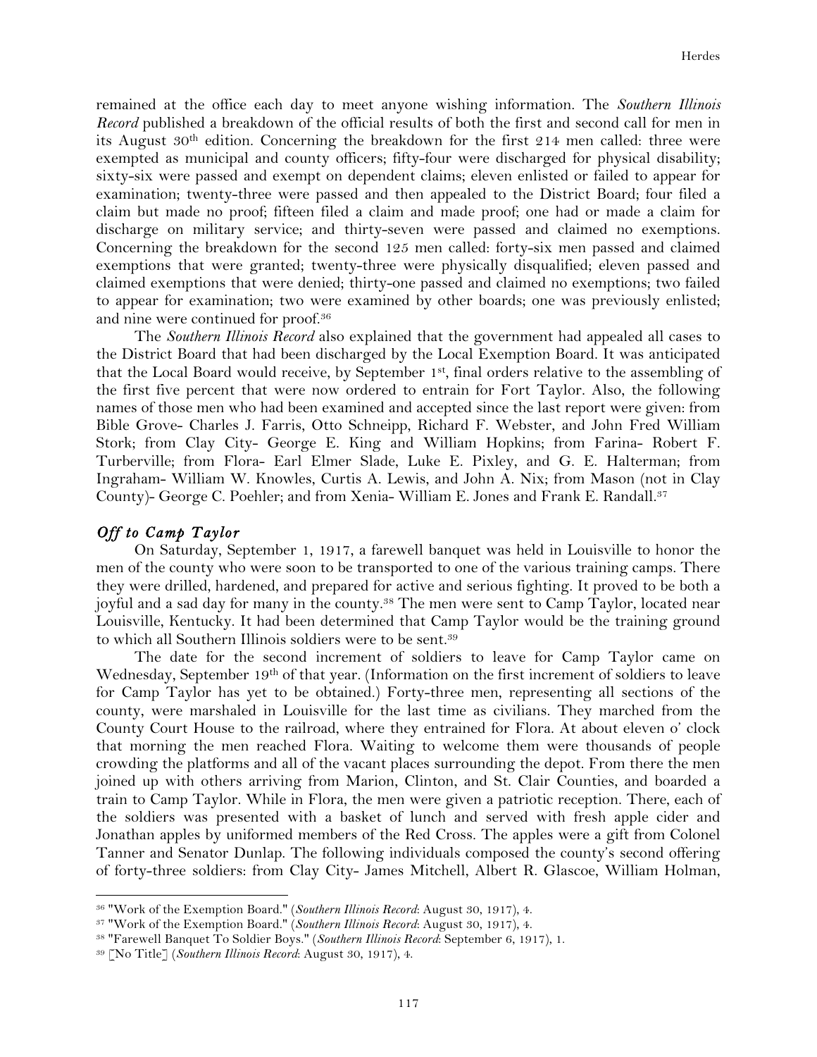remained at the office each day to meet anyone wishing information. The *Southern Illinois Record* published a breakdown of the official results of both the first and second call for men in its August 30th edition. Concerning the breakdown for the first 214 men called: three were exempted as municipal and county officers; fifty-four were discharged for physical disability; sixty-six were passed and exempt on dependent claims; eleven enlisted or failed to appear for examination; twenty-three were passed and then appealed to the District Board; four filed a claim but made no proof; fifteen filed a claim and made proof; one had or made a claim for discharge on military service; and thirty-seven were passed and claimed no exemptions. Concerning the breakdown for the second 125 men called: forty-six men passed and claimed exemptions that were granted; twenty-three were physically disqualified; eleven passed and claimed exemptions that were denied; thirty-one passed and claimed no exemptions; two failed to appear for examination; two were examined by other boards; one was previously enlisted; and nine were continued for proof.[36]

The *Southern Illinois Record* also explained that the government had appealed all cases to the District Board that had been discharged by the Local Exemption Board. It was anticipated that the Local Board would receive, by September 1st, final orders relative to the assembling of the first five percent that were now ordered to entrain for Fort Taylor. Also, the following names of those men who had been examined and accepted since the last report were given: from Bible Grove- Charles J. Farris, Otto Schneipp, Richard F. Webster, and John Fred William Stork; from Clay City- George E. King and William Hopkins; from Farina- Robert F. Turberville; from Flora- Earl Elmer Slade, Luke E. Pixley, and G. E. Halterman; from Ingraham- William W. Knowles, Curtis A. Lewis, and John A. Nix; from Mason (not in Clay County)- George C. Poehler; and from Xenia- William E. Jones and Frank E. Randall.[37]

## *Off to Camp Taylor*

On Saturday, September 1, 1917, a farewell banquet was held in Louisville to honor the men of the county who were soon to be transported to one of the various training camps. There they were drilled, hardened, and prepared for active and serious fighting. It proved to be both a joyful and a sad day for many in the county.[38] The men were sent to Camp Taylor, located near Louisville, Kentucky. It had been determined that Camp Taylor would be the training ground to which all Southern Illinois soldiers were to be sent.[39]

The date for the second increment of soldiers to leave for Camp Taylor came on Wednesday, September 19th of that year. (Information on the first increment of soldiers to leave for Camp Taylor has yet to be obtained.) Forty-three men, representing all sections of the county, were marshaled in Louisville for the last time as civilians. They marched from the County Court House to the railroad, where they entrained for Flora. At about eleven o' clock that morning the men reached Flora. Waiting to welcome them were thousands of people crowding the platforms and all of the vacant places surrounding the depot. From there the men joined up with others arriving from Marion, Clinton, and St. Clair Counties, and boarded a train to Camp Taylor. While in Flora, the men were given a patriotic reception. There, each of the soldiers was presented with a basket of lunch and served with fresh apple cider and Jonathan apples by uniformed members of the Red Cross. The apples were a gift from Colonel Tanner and Senator Dunlap. The following individuals composed the county's second offering of forty-three soldiers: from Clay City- James Mitchell, Albert R. Glascoe, William Holman,

---

[36] "Work of the Exemption Board." (*Southern Illinois Record*: August 30, 1917), 4.

[37] "Work of the Exemption Board." (*Southern Illinois Record*: August 30, 1917), 4.

[38] "Farewell Banquet To Soldier Boys." (*Southern Illinois Record*: September 6, 1917), 1.

[39] [No Title] (*Southern Illinois Record*: August 30, 1917), 4.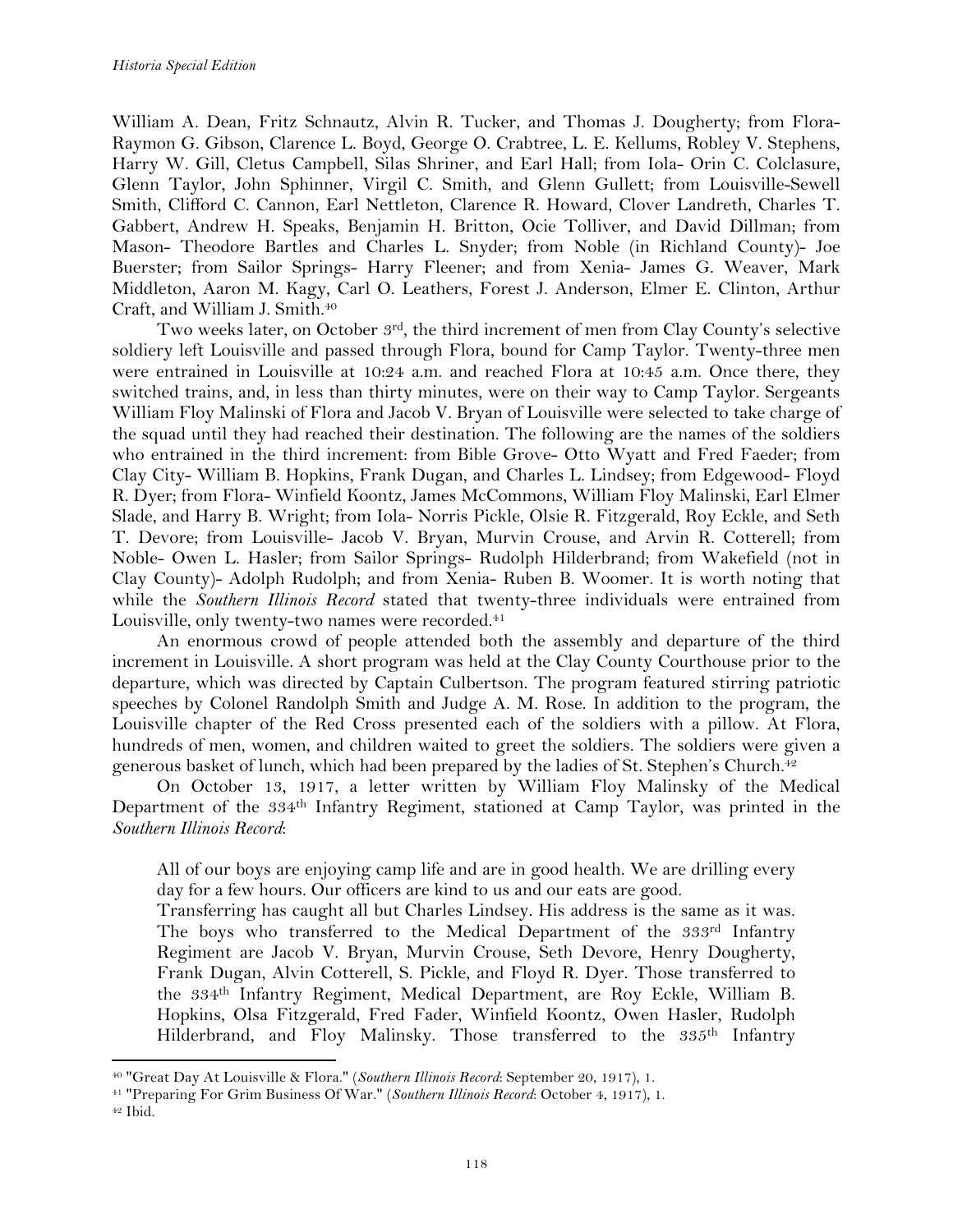William A. Dean, Fritz Schnautz, Alvin R. Tucker, and Thomas J. Dougherty; from Flora- Raymon G. Gibson, Clarence L. Boyd, George O. Crabtree, L. E. Kellums, Robley V. Stephens, Harry W. Gill, Cletus Campbell, Silas Shriner, and Earl Hall; from Iola- Orin C. Colclasure, Glenn Taylor, John Sphinner, Virgil C. Smith, and Glenn Gullett; from Louisville-Sewell Smith, Clifford C. Cannon, Earl Nettleton, Clarence R. Howard, Clover Landreth, Charles T. Gabbert, Andrew H. Speaks, Benjamin H. Britton, Ocie Tolliver, and David Dillman; from Mason- Theodore Bartles and Charles L. Snyder; from Noble (in Richland County)- Joe Buerster; from Sailor Springs- Harry Fleener; and from Xenia- James G. Weaver, Mark Middleton, Aaron M. Kagy, Carl O. Leathers, Forest J. Anderson, Elmer E. Clinton, Arthur Craft, and William J. Smith.[40]

Two weeks later, on October 3rd, the third increment of men from Clay County's selective soldiery left Louisville and passed through Flora, bound for Camp Taylor. Twenty-three men were entrained in Louisville at 10:24 a.m. and reached Flora at 10:45 a.m. Once there, they switched trains, and, in less than thirty minutes, were on their way to Camp Taylor. Sergeants William Floy Malinski of Flora and Jacob V. Bryan of Louisville were selected to take charge of the squad until they had reached their destination. The following are the names of the soldiers who entrained in the third increment: from Bible Grove- Otto Wyatt and Fred Faeder; from Clay City- William B. Hopkins, Frank Dugan, and Charles L. Lindsey; from Edgewood- Floyd R. Dyer; from Flora- Winfield Koontz, James McCommons, William Floy Malinski, Earl Elmer Slade, and Harry B. Wright; from Iola- Norris Pickle, Olsie R. Fitzgerald, Roy Eckle, and Seth T. Devore; from Louisville- Jacob V. Bryan, Murvin Crouse, and Arvin R. Cotterell; from Noble- Owen L. Hasler; from Sailor Springs- Rudolph Hilderbrand; from Wakefield (not in Clay County)- Adolph Rudolph; and from Xenia- Ruben B. Woomer. It is worth noting that while the *Southern Illinois Record* stated that twenty-three individuals were entrained from Louisville, only twenty-two names were recorded.[41]

An enormous crowd of people attended both the assembly and departure of the third increment in Louisville. A short program was held at the Clay County Courthouse prior to the departure, which was directed by Captain Culbertson. The program featured stirring patriotic speeches by Colonel Randolph Smith and Judge A. M. Rose. In addition to the program, the Louisville chapter of the Red Cross presented each of the soldiers with a pillow. At Flora, hundreds of men, women, and children waited to greet the soldiers. The soldiers were given a generous basket of lunch, which had been prepared by the ladies of St. Stephen's Church.[42]

On October 13, 1917, a letter written by William Floy Malinsky of the Medical Department of the 334th Infantry Regiment, stationed at Camp Taylor, was printed in the *Southern Illinois Record*:

> All of our boys are enjoying camp life and are in good health. We are drilling every day for a few hours. Our officers are kind to us and our eats are good.
> Transferring has caught all but Charles Lindsey. His address is the same as it was. The boys who transferred to the Medical Department of the 333rd Infantry Regiment are Jacob V. Bryan, Murvin Crouse, Seth Devore, Henry Dougherty, Frank Dugan, Alvin Cotterell, S. Pickle, and Floyd R. Dyer. Those transferred to the 334th Infantry Regiment, Medical Department, are Roy Eckle, William B. Hopkins, Olsa Fitzgerald, Fred Fader, Winfield Koontz, Owen Hasler, Rudolph Hilderbrand, and Floy Malinsky. Those transferred to the 335th Infantry

---

[40] "Great Day At Louisville & Flora." (*Southern Illinois Record*: September 20, 1917), 1.

[41] "Preparing For Grim Business Of War." (*Southern Illinois Record*: October 4, 1917), 1.

[42] Ibid.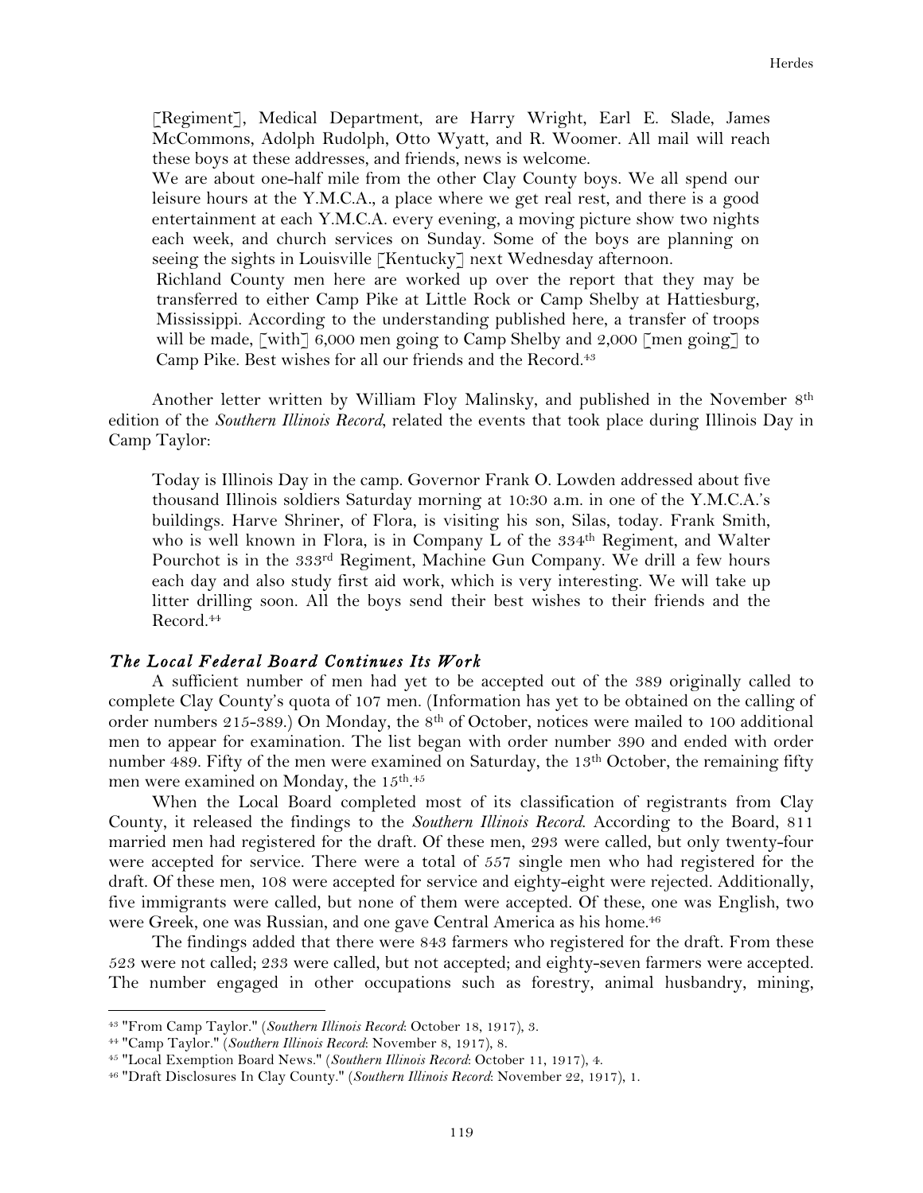> [Regiment], Medical Department, are Harry Wright, Earl E. Slade, James McCommons, Adolph Rudolph, Otto Wyatt, and R. Woomer. All mail will reach these boys at these addresses, and friends, news is welcome.
>
> We are about one-half mile from the other Clay County boys. We all spend our leisure hours at the Y.M.C.A., a place where we get real rest, and there is a good entertainment at each Y.M.C.A. every evening, a moving picture show two nights each week, and church services on Sunday. Some of the boys are planning on seeing the sights in Louisville [Kentucky] next Wednesday afternoon.
>
> Richland County men here are worked up over the report that they may be transferred to either Camp Pike at Little Rock or Camp Shelby at Hattiesburg, Mississippi. According to the understanding published here, a transfer of troops will be made, [with] 6,000 men going to Camp Shelby and 2,000 [men going] to Camp Pike. Best wishes for all our friends and the Record.[43]

Another letter written by William Floy Malinsky, and published in the November 8th edition of the *Southern Illinois Record*, related the events that took place during Illinois Day in Camp Taylor:

> Today is Illinois Day in the camp. Governor Frank O. Lowden addressed about five thousand Illinois soldiers Saturday morning at 10:30 a.m. in one of the Y.M.C.A.'s buildings. Harve Shriner, of Flora, is visiting his son, Silas, today. Frank Smith, who is well known in Flora, is in Company L of the 334th Regiment, and Walter Pourchot is in the 333rd Regiment, Machine Gun Company. We drill a few hours each day and also study first aid work, which is very interesting. We will take up litter drilling soon. All the boys send their best wishes to their friends and the Record.[44]

### *The Local Federal Board Continues Its Work*

A sufficient number of men had yet to be accepted out of the 389 originally called to complete Clay County's quota of 107 men. (Information has yet to be obtained on the calling of order numbers 215-389.) On Monday, the 8th of October, notices were mailed to 100 additional men to appear for examination. The list began with order number 390 and ended with order number 489. Fifty of the men were examined on Saturday, the 13th October, the remaining fifty men were examined on Monday, the 15th.[45]

When the Local Board completed most of its classification of registrants from Clay County, it released the findings to the *Southern Illinois Record*. According to the Board, 811 married men had registered for the draft. Of these men, 293 were called, but only twenty-four were accepted for service. There were a total of 557 single men who had registered for the draft. Of these men, 108 were accepted for service and eighty-eight were rejected. Additionally, five immigrants were called, but none of them were accepted. Of these, one was English, two were Greek, one was Russian, and one gave Central America as his home.[46]

The findings added that there were 843 farmers who registered for the draft. From these 523 were not called; 233 were called, but not accepted; and eighty-seven farmers were accepted. The number engaged in other occupations such as forestry, animal husbandry, mining,

---

[43] "From Camp Taylor." (*Southern Illinois Record*: October 18, 1917), 3.

[44] "Camp Taylor." (*Southern Illinois Record*: November 8, 1917), 8.

[45] "Local Exemption Board News." (*Southern Illinois Record*: October 11, 1917), 4.

[46] "Draft Disclosures In Clay County." (*Southern Illinois Record*: November 22, 1917), 1.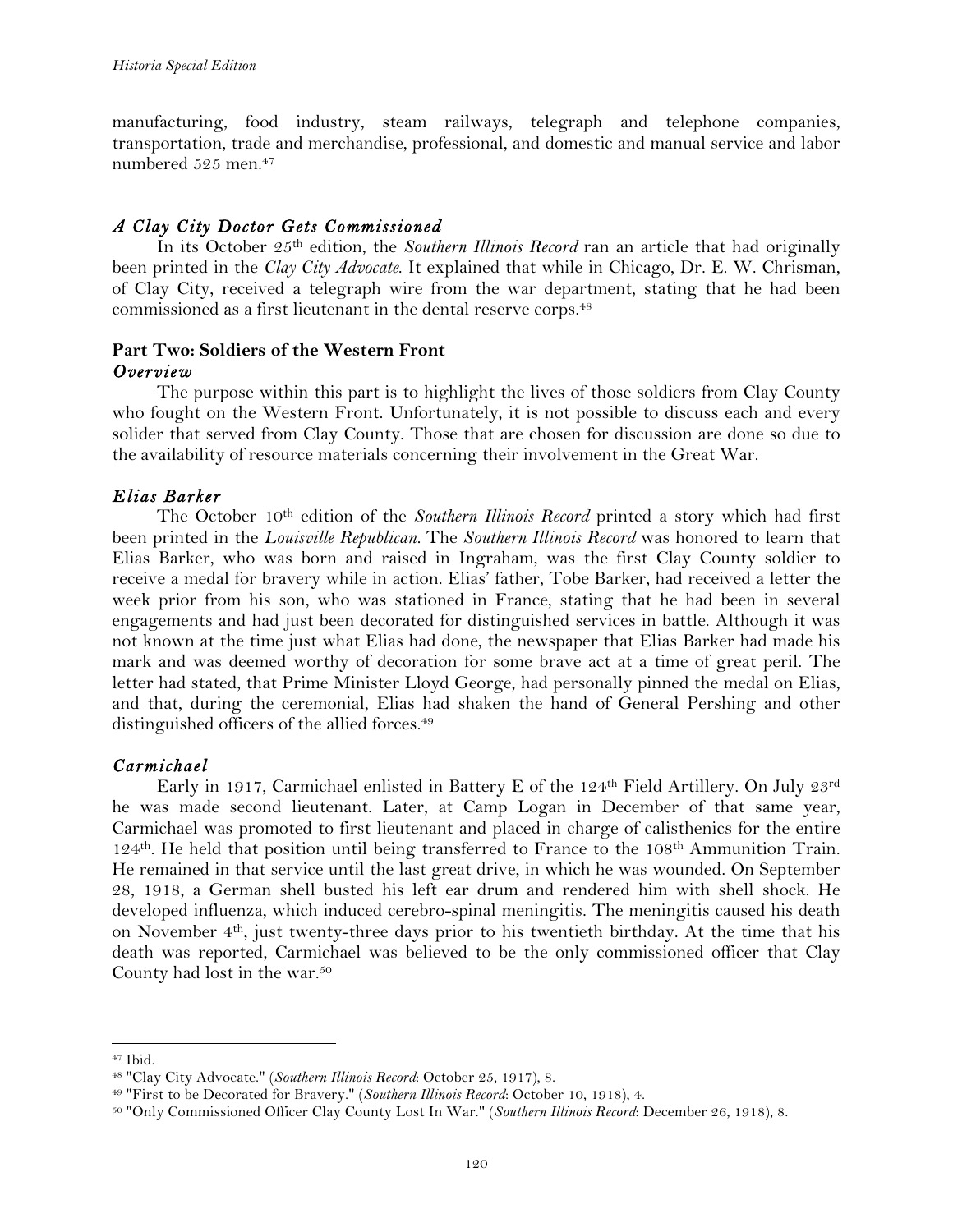manufacturing, food industry, steam railways, telegraph and telephone companies, transportation, trade and merchandise, professional, and domestic and manual service and labor numbered 525 men.[47]

### *A Clay City Doctor Gets Commissioned*

In its October 25th edition, the *Southern Illinois Record* ran an article that had originally been printed in the *Clay City Advocate*. It explained that while in Chicago, Dr. E. W. Chrisman, of Clay City, received a telegraph wire from the war department, stating that he had been commissioned as a first lieutenant in the dental reserve corps.[48]

## Part Two: Soldiers of the Western Front

### *Overview*

The purpose within this part is to highlight the lives of those soldiers from Clay County who fought on the Western Front. Unfortunately, it is not possible to discuss each and every solider that served from Clay County. Those that are chosen for discussion are done so due to the availability of resource materials concerning their involvement in the Great War.

### *Elias Barker*

The October 10th edition of the *Southern Illinois Record* printed a story which had first been printed in the *Louisville Republican*. The *Southern Illinois Record* was honored to learn that Elias Barker, who was born and raised in Ingraham, was the first Clay County soldier to receive a medal for bravery while in action. Elias' father, Tobe Barker, had received a letter the week prior from his son, who was stationed in France, stating that he had been in several engagements and had just been decorated for distinguished services in battle. Although it was not known at the time just what Elias had done, the newspaper that Elias Barker had made his mark and was deemed worthy of decoration for some brave act at a time of great peril. The letter had stated, that Prime Minister Lloyd George, had personally pinned the medal on Elias, and that, during the ceremonial, Elias had shaken the hand of General Pershing and other distinguished officers of the allied forces.[49]

### *Carmichael*

Early in 1917, Carmichael enlisted in Battery E of the 124th Field Artillery. On July 23rd he was made second lieutenant. Later, at Camp Logan in December of that same year, Carmichael was promoted to first lieutenant and placed in charge of calisthenics for the entire 124th. He held that position until being transferred to France to the 108th Ammunition Train. He remained in that service until the last great drive, in which he was wounded. On September 28, 1918, a German shell busted his left ear drum and rendered him with shell shock. He developed influenza, which induced cerebro-spinal meningitis. The meningitis caused his death on November 4th, just twenty-three days prior to his twentieth birthday. At the time that his death was reported, Carmichael was believed to be the only commissioned officer that Clay County had lost in the war.[50]

---

[47] Ibid.

[48] "Clay City Advocate." (*Southern Illinois Record*: October 25, 1917), 8.

[49] "First to be Decorated for Bravery." (*Southern Illinois Record*: October 10, 1918), 4.

[50] "Only Commissioned Officer Clay County Lost In War." (*Southern Illinois Record*: December 26, 1918), 8.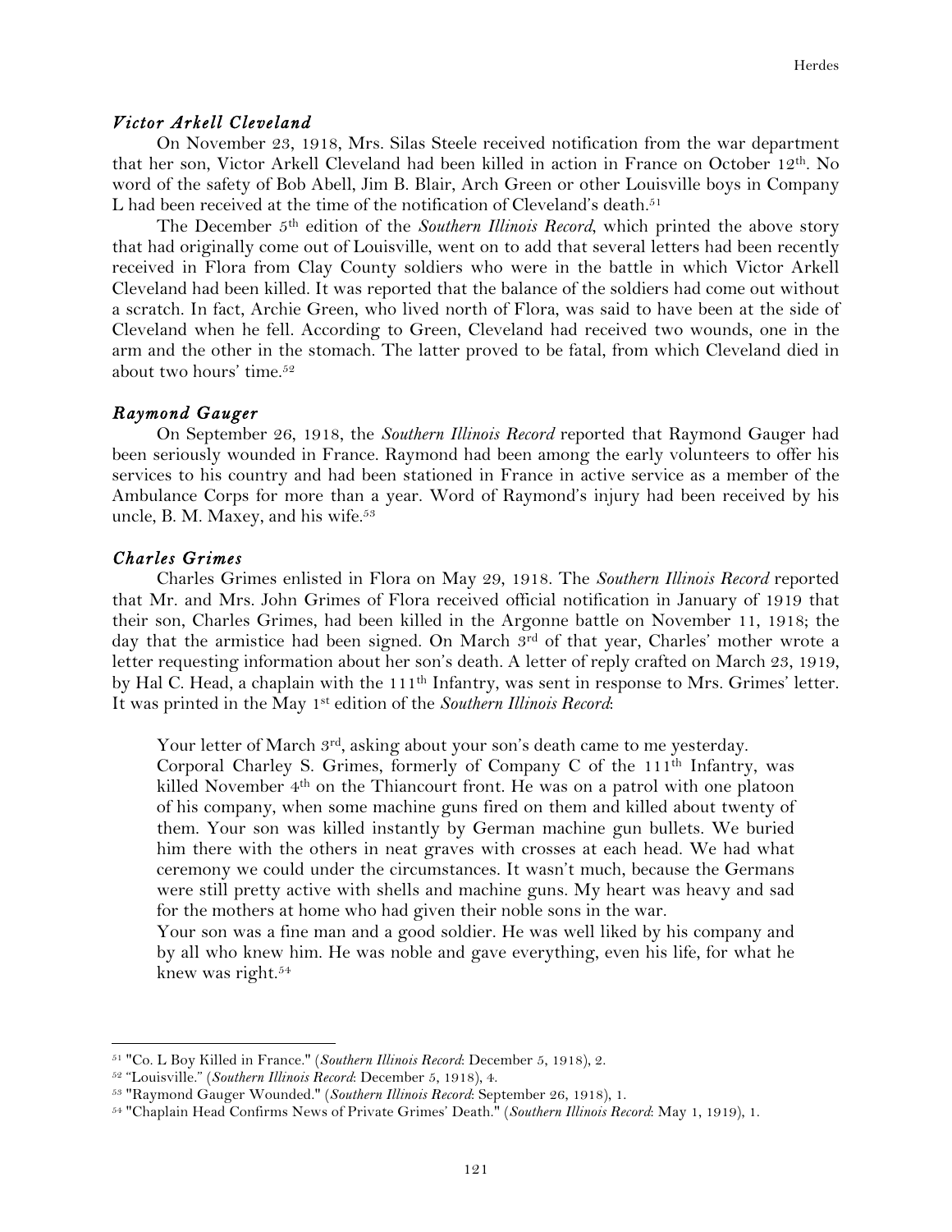### *Victor Arkell Cleveland*

On November 23, 1918, Mrs. Silas Steele received notification from the war department that her son, Victor Arkell Cleveland had been killed in action in France on October 12th. No word of the safety of Bob Abell, Jim B. Blair, Arch Green or other Louisville boys in Company L had been received at the time of the notification of Cleveland's death.[51]

The December 5th edition of the *Southern Illinois Record*, which printed the above story that had originally come out of Louisville, went on to add that several letters had been recently received in Flora from Clay County soldiers who were in the battle in which Victor Arkell Cleveland had been killed. It was reported that the balance of the soldiers had come out without a scratch. In fact, Archie Green, who lived north of Flora, was said to have been at the side of Cleveland when he fell. According to Green, Cleveland had received two wounds, one in the arm and the other in the stomach. The latter proved to be fatal, from which Cleveland died in about two hours' time.[52]

### *Raymond Gauger*

On September 26, 1918, the *Southern Illinois Record* reported that Raymond Gauger had been seriously wounded in France. Raymond had been among the early volunteers to offer his services to his country and had been stationed in France in active service as a member of the Ambulance Corps for more than a year. Word of Raymond's injury had been received by his uncle, B. M. Maxey, and his wife.[53]

### *Charles Grimes*

Charles Grimes enlisted in Flora on May 29, 1918. The *Southern Illinois Record* reported that Mr. and Mrs. John Grimes of Flora received official notification in January of 1919 that their son, Charles Grimes, had been killed in the Argonne battle on November 11, 1918; the day that the armistice had been signed. On March 3rd of that year, Charles' mother wrote a letter requesting information about her son's death. A letter of reply crafted on March 23, 1919, by Hal C. Head, a chaplain with the 111th Infantry, was sent in response to Mrs. Grimes' letter. It was printed in the May 1st edition of the *Southern Illinois Record*:

> Your letter of March 3rd, asking about your son's death came to me yesterday.
> Corporal Charley S. Grimes, formerly of Company C of the 111th Infantry, was killed November 4th on the Thiancourt front. He was on a patrol with one platoon of his company, when some machine guns fired on them and killed about twenty of them. Your son was killed instantly by German machine gun bullets. We buried him there with the others in neat graves with crosses at each head. We had what ceremony we could under the circumstances. It wasn't much, because the Germans were still pretty active with shells and machine guns. My heart was heavy and sad for the mothers at home who had given their noble sons in the war.
> Your son was a fine man and a good soldier. He was well liked by his company and by all who knew him. He was noble and gave everything, even his life, for what he knew was right.[54]

---

[51] "Co. L Boy Killed in France." (*Southern Illinois Record*: December 5, 1918), 2.
[52] "Louisville." (*Southern Illinois Record*: December 5, 1918), 4.
[53] "Raymond Gauger Wounded." (*Southern Illinois Record*: September 26, 1918), 1.
[54] "Chaplain Head Confirms News of Private Grimes' Death." (*Southern Illinois Record*: May 1, 1919), 1.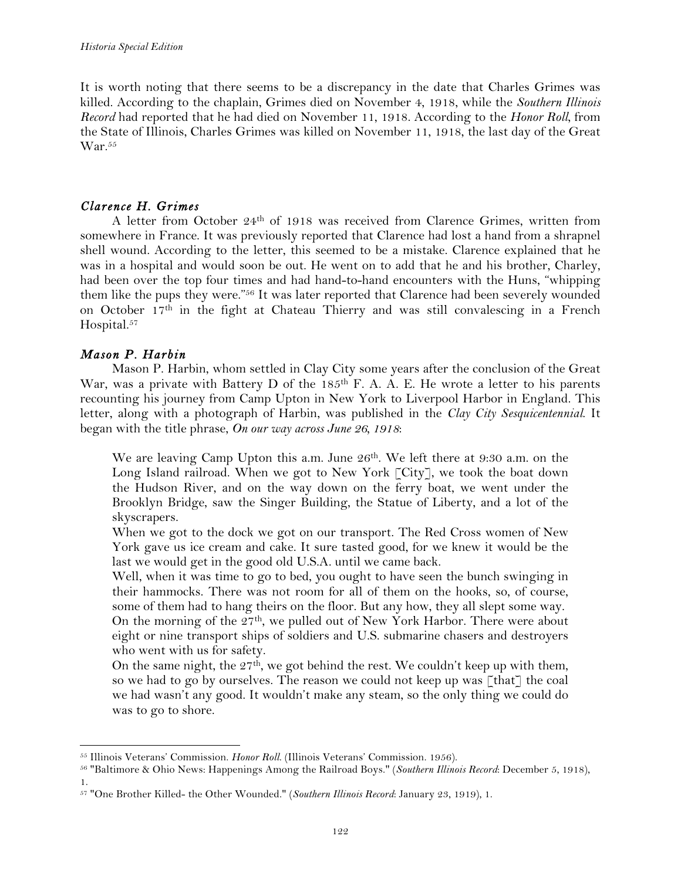It is worth noting that there seems to be a discrepancy in the date that Charles Grimes was killed. According to the chaplain, Grimes died on November 4, 1918, while the *Southern Illinois Record* had reported that he had died on November 11, 1918. According to the *Honor Roll*, from the State of Illinois, Charles Grimes was killed on November 11, 1918, the last day of the Great War.[55]

### *Clarence H. Grimes*

A letter from October 24th of 1918 was received from Clarence Grimes, written from somewhere in France. It was previously reported that Clarence had lost a hand from a shrapnel shell wound. According to the letter, this seemed to be a mistake. Clarence explained that he was in a hospital and would soon be out. He went on to add that he and his brother, Charley, had been over the top four times and had hand-to-hand encounters with the Huns, "whipping them like the pups they were."[56] It was later reported that Clarence had been severely wounded on October 17th in the fight at Chateau Thierry and was still convalescing in a French Hospital.[57]

### *Mason P. Harbin*

Mason P. Harbin, whom settled in Clay City some years after the conclusion of the Great War, was a private with Battery D of the 185th F. A. A. E. He wrote a letter to his parents recounting his journey from Camp Upton in New York to Liverpool Harbor in England. This letter, along with a photograph of Harbin, was published in the *Clay City Sesquicentennial*. It began with the title phrase, *On our way across June 26, 1918*:

> We are leaving Camp Upton this a.m. June 26th. We left there at 9:30 a.m. on the Long Island railroad. When we got to New York [City], we took the boat down the Hudson River, and on the way down on the ferry boat, we went under the Brooklyn Bridge, saw the Singer Building, the Statue of Liberty, and a lot of the skyscrapers.
>
> When we got to the dock we got on our transport. The Red Cross women of New York gave us ice cream and cake. It sure tasted good, for we knew it would be the last we would get in the good old U.S.A. until we came back.
>
> Well, when it was time to go to bed, you ought to have seen the bunch swinging in their hammocks. There was not room for all of them on the hooks, so, of course, some of them had to hang theirs on the floor. But any how, they all slept some way.
>
> On the morning of the 27th, we pulled out of New York Harbor. There were about eight or nine transport ships of soldiers and U.S. submarine chasers and destroyers who went with us for safety.
>
> On the same night, the 27th, we got behind the rest. We couldn't keep up with them, so we had to go by ourselves. The reason we could not keep up was [that] the coal we had wasn't any good. It wouldn't make any steam, so the only thing we could do was to go to shore.

---

[55] Illinois Veterans' Commission. *Honor Roll*. (Illinois Veterans' Commission. 1956).

[56] "Baltimore & Ohio News: Happenings Among the Railroad Boys." (*Southern Illinois Record*: December 5, 1918), 1.

[57] "One Brother Killed- the Other Wounded." (*Southern Illinois Record*: January 23, 1919), 1.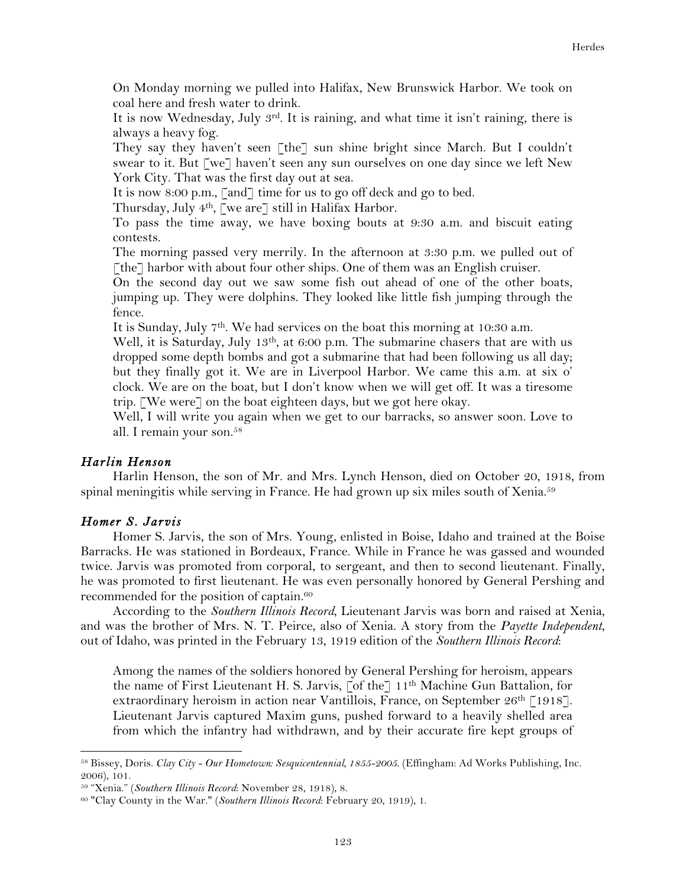On Monday morning we pulled into Halifax, New Brunswick Harbor. We took on coal here and fresh water to drink.

It is now Wednesday, July 3rd. It is raining, and what time it isn't raining, there is always a heavy fog.

They say they haven't seen [the] sun shine bright since March. But I couldn't swear to it. But [we] haven't seen any sun ourselves on one day since we left New York City. That was the first day out at sea.

It is now 8:00 p.m., [and] time for us to go off deck and go to bed.

Thursday, July 4th, [we are] still in Halifax Harbor.

To pass the time away, we have boxing bouts at 9:30 a.m. and biscuit eating contests.

The morning passed very merrily. In the afternoon at 3:30 p.m. we pulled out of [the] harbor with about four other ships. One of them was an English cruiser.

On the second day out we saw some fish out ahead of one of the other boats, jumping up. They were dolphins. They looked like little fish jumping through the fence.

It is Sunday, July 7th. We had services on the boat this morning at 10:30 a.m.

Well, it is Saturday, July 13th, at 6:00 p.m. The submarine chasers that are with us dropped some depth bombs and got a submarine that had been following us all day; but they finally got it. We are in Liverpool Harbor. We came this a.m. at six o' clock. We are on the boat, but I don't know when we will get off. It was a tiresome trip. [We were] on the boat eighteen days, but we got here okay.

Well, I will write you again when we get to our barracks, so answer soon. Love to all. I remain your son.[58]

### *Harlin Henson*

Harlin Henson, the son of Mr. and Mrs. Lynch Henson, died on October 20, 1918, from spinal meningitis while serving in France. He had grown up six miles south of Xenia.[59]

### *Homer S. Jarvis*

Homer S. Jarvis, the son of Mrs. Young, enlisted in Boise, Idaho and trained at the Boise Barracks. He was stationed in Bordeaux, France. While in France he was gassed and wounded twice. Jarvis was promoted from corporal, to sergeant, and then to second lieutenant. Finally, he was promoted to first lieutenant. He was even personally honored by General Pershing and recommended for the position of captain.[60]

According to the *Southern Illinois Record*, Lieutenant Jarvis was born and raised at Xenia, and was the brother of Mrs. N. T. Peirce, also of Xenia. A story from the *Payette Independent*, out of Idaho, was printed in the February 13, 1919 edition of the *Southern Illinois Record*:

> Among the names of the soldiers honored by General Pershing for heroism, appears the name of First Lieutenant H. S. Jarvis, [of the] 11th Machine Gun Battalion, for extraordinary heroism in action near Vantillois, France, on September 26th [1918]. Lieutenant Jarvis captured Maxim guns, pushed forward to a heavily shelled area from which the infantry had withdrawn, and by their accurate fire kept groups of

---

[58] Bissey, Doris. *Clay City - Our Hometown: Sesquicentennial, 1855-2005.* (Effingham: Ad Works Publishing, Inc. 2006), 101.

[59] "Xenia." (*Southern Illinois Record*: November 28, 1918), 8.

[60] "Clay County in the War." (*Southern Illinois Record*: February 20, 1919), 1.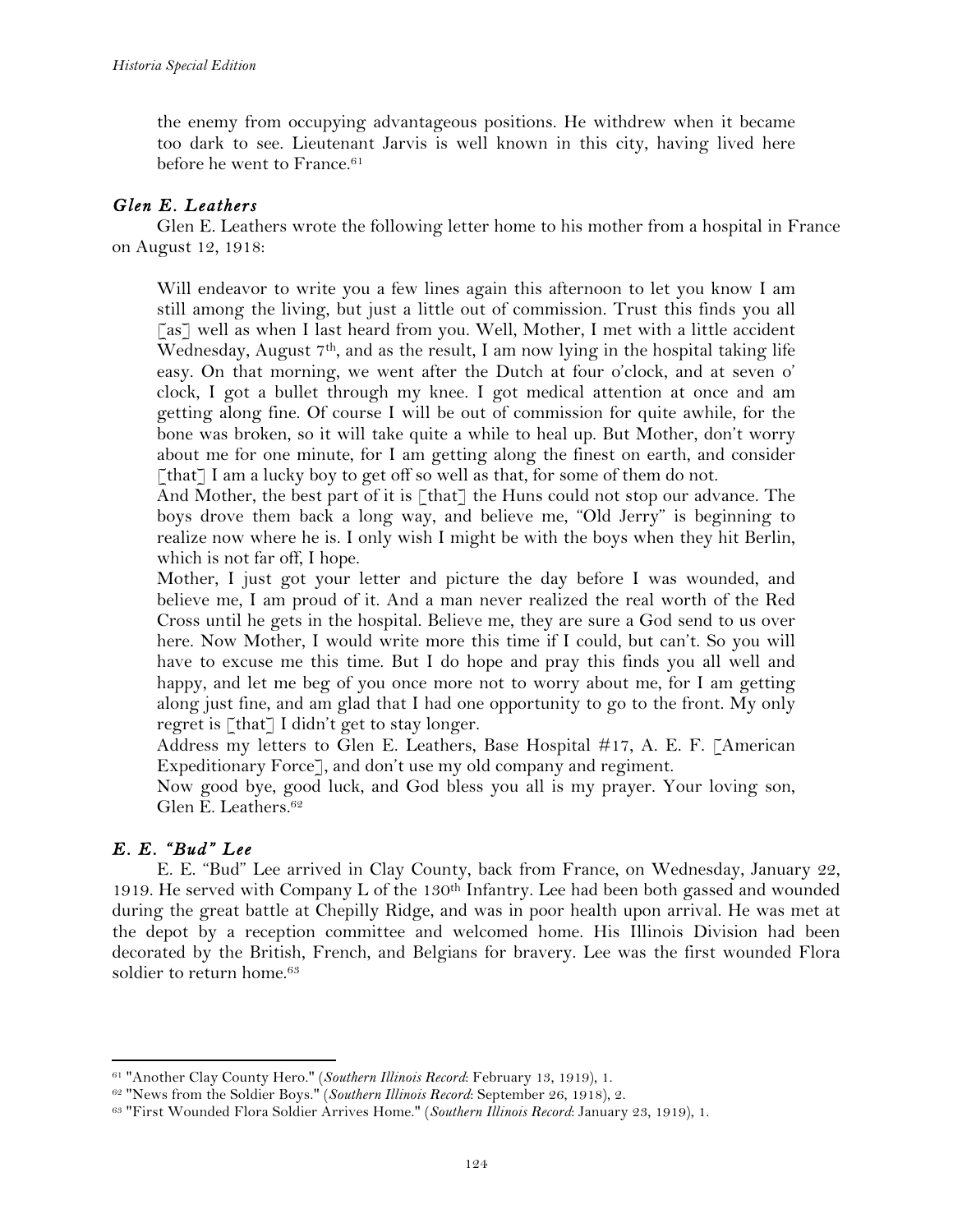the enemy from occupying advantageous positions. He withdrew when it became too dark to see. Lieutenant Jarvis is well known in this city, having lived here before he went to France.[61]

### *Glen E. Leathers*

Glen E. Leathers wrote the following letter home to his mother from a hospital in France on August 12, 1918:

> Will endeavor to write you a few lines again this afternoon to let you know I am still among the living, but just a little out of commission. Trust this finds you all [as] well as when I last heard from you. Well, Mother, I met with a little accident Wednesday, August 7th, and as the result, I am now lying in the hospital taking life easy. On that morning, we went after the Dutch at four o'clock, and at seven o' clock, I got a bullet through my knee. I got medical attention at once and am getting along fine. Of course I will be out of commission for quite awhile, for the bone was broken, so it will take quite a while to heal up. But Mother, don't worry about me for one minute, for I am getting along the finest on earth, and consider [that] I am a lucky boy to get off so well as that, for some of them do not.
>
> And Mother, the best part of it is [that] the Huns could not stop our advance. The boys drove them back a long way, and believe me, "Old Jerry" is beginning to realize now where he is. I only wish I might be with the boys when they hit Berlin, which is not far off, I hope.
>
> Mother, I just got your letter and picture the day before I was wounded, and believe me, I am proud of it. And a man never realized the real worth of the Red Cross until he gets in the hospital. Believe me, they are sure a God send to us over here. Now Mother, I would write more this time if I could, but can't. So you will have to excuse me this time. But I do hope and pray this finds you all well and happy, and let me beg of you once more not to worry about me, for I am getting along just fine, and am glad that I had one opportunity to go to the front. My only regret is [that] I didn't get to stay longer.
>
> Address my letters to Glen E. Leathers, Base Hospital #17, A. E. F. [American Expeditionary Force], and don't use my old company and regiment.
>
> Now good bye, good luck, and God bless you all is my prayer. Your loving son, Glen E. Leathers.[62]

### *E. E. "Bud" Lee*

E. E. "Bud" Lee arrived in Clay County, back from France, on Wednesday, January 22, 1919. He served with Company L of the 130th Infantry. Lee had been both gassed and wounded during the great battle at Chepilly Ridge, and was in poor health upon arrival. He was met at the depot by a reception committee and welcomed home. His Illinois Division had been decorated by the British, French, and Belgians for bravery. Lee was the first wounded Flora soldier to return home.[63]

---

[61] "Another Clay County Hero." (*Southern Illinois Record*: February 13, 1919), 1.

[62] "News from the Soldier Boys." (*Southern Illinois Record*: September 26, 1918), 2.

[63] "First Wounded Flora Soldier Arrives Home." (*Southern Illinois Record*: January 23, 1919), 1.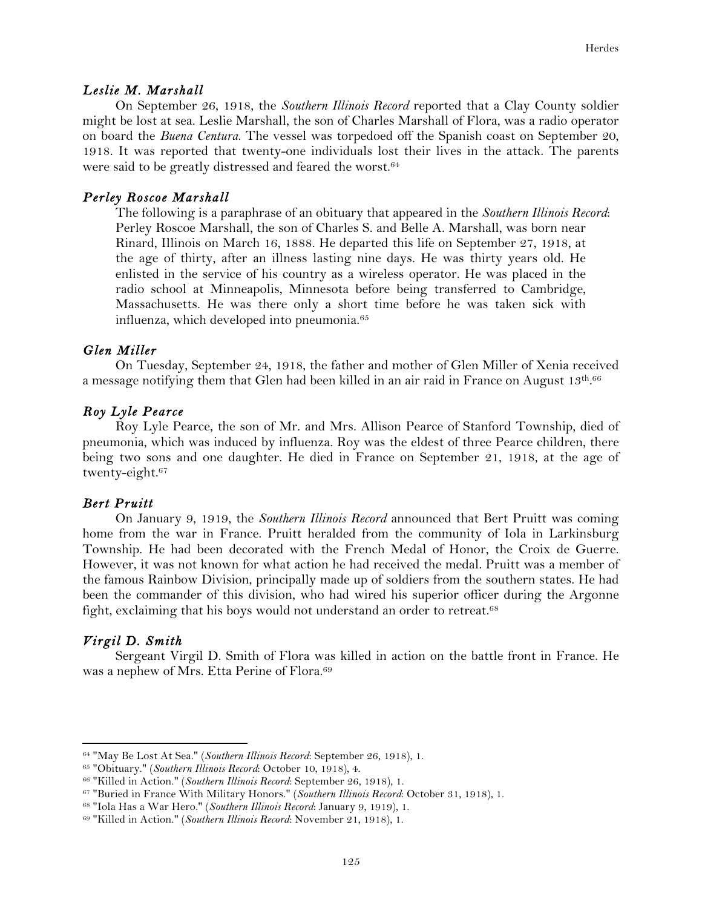### *Leslie M. Marshall*

On September 26, 1918, the *Southern Illinois Record* reported that a Clay County soldier might be lost at sea. Leslie Marshall, the son of Charles Marshall of Flora, was a radio operator on board the *Buena Centura*. The vessel was torpedoed off the Spanish coast on September 20, 1918. It was reported that twenty-one individuals lost their lives in the attack. The parents were said to be greatly distressed and feared the worst.[64]

### *Perley Roscoe Marshall*

> The following is a paraphrase of an obituary that appeared in the *Southern Illinois Record*: Perley Roscoe Marshall, the son of Charles S. and Belle A. Marshall, was born near Rinard, Illinois on March 16, 1888. He departed this life on September 27, 1918, at the age of thirty, after an illness lasting nine days. He was thirty years old. He enlisted in the service of his country as a wireless operator. He was placed in the radio school at Minneapolis, Minnesota before being transferred to Cambridge, Massachusetts. He was there only a short time before he was taken sick with influenza, which developed into pneumonia.[65]

### *Glen Miller*

On Tuesday, September 24, 1918, the father and mother of Glen Miller of Xenia received a message notifying them that Glen had been killed in an air raid in France on August 13th.[66]

### *Roy Lyle Pearce*

Roy Lyle Pearce, the son of Mr. and Mrs. Allison Pearce of Stanford Township, died of pneumonia, which was induced by influenza. Roy was the eldest of three Pearce children, there being two sons and one daughter. He died in France on September 21, 1918, at the age of twenty-eight.[67]

### *Bert Pruitt*

On January 9, 1919, the *Southern Illinois Record* announced that Bert Pruitt was coming home from the war in France. Pruitt heralded from the community of Iola in Larkinsburg Township. He had been decorated with the French Medal of Honor, the Croix de Guerre. However, it was not known for what action he had received the medal. Pruitt was a member of the famous Rainbow Division, principally made up of soldiers from the southern states. He had been the commander of this division, who had wired his superior officer during the Argonne fight, exclaiming that his boys would not understand an order to retreat.[68]

### *Virgil D. Smith*

Sergeant Virgil D. Smith of Flora was killed in action on the battle front in France. He was a nephew of Mrs. Etta Perine of Flora.[69]

---

[64] "May Be Lost At Sea." (*Southern Illinois Record*: September 26, 1918), 1.

[65] "Obituary." (*Southern Illinois Record*: October 10, 1918), 4.

[66] "Killed in Action." (*Southern Illinois Record*: September 26, 1918), 1.

[67] "Buried in France With Military Honors." (*Southern Illinois Record*: October 31, 1918), 1.

[68] "Iola Has a War Hero." (*Southern Illinois Record*: January 9, 1919), 1.

[69] "Killed in Action." (*Southern Illinois Record*: November 21, 1918), 1.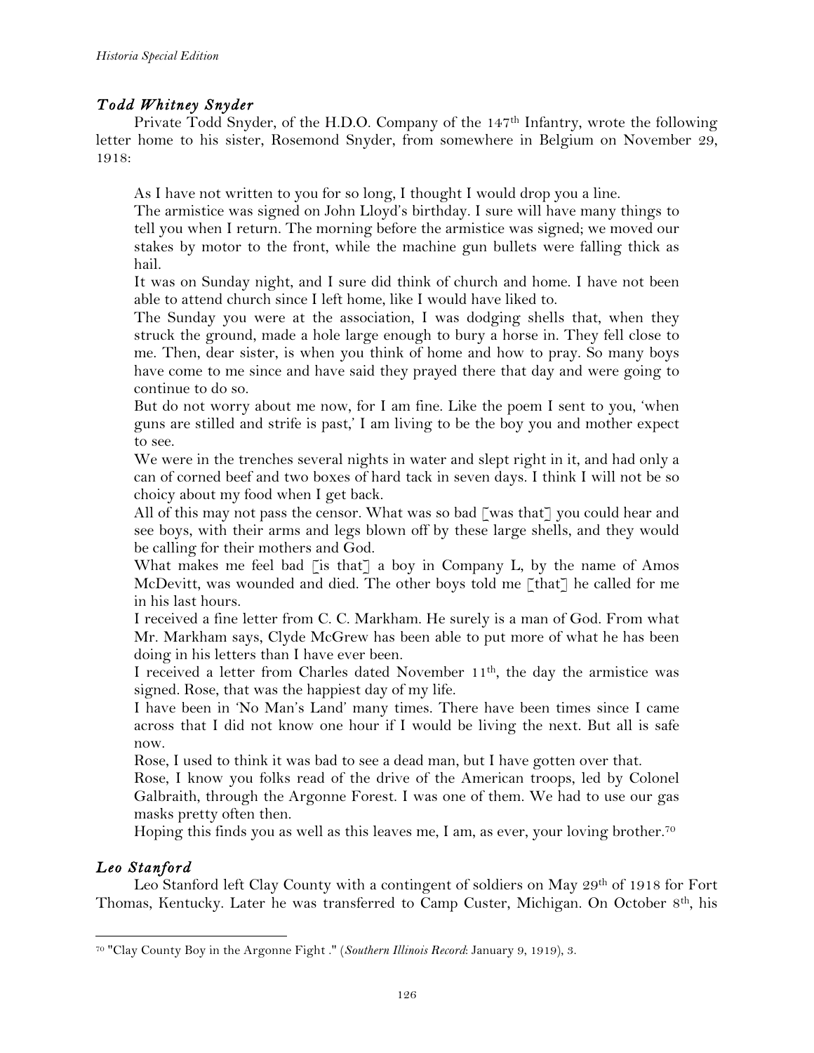### *Todd Whitney Snyder*

Private Todd Snyder, of the H.D.O. Company of the 147th Infantry, wrote the following letter home to his sister, Rosemond Snyder, from somewhere in Belgium on November 29, 1918:

> As I have not written to you for so long, I thought I would drop you a line.
>
> The armistice was signed on John Lloyd's birthday. I sure will have many things to tell you when I return. The morning before the armistice was signed; we moved our stakes by motor to the front, while the machine gun bullets were falling thick as hail.
>
> It was on Sunday night, and I sure did think of church and home. I have not been able to attend church since I left home, like I would have liked to.
>
> The Sunday you were at the association, I was dodging shells that, when they struck the ground, made a hole large enough to bury a horse in. They fell close to me. Then, dear sister, is when you think of home and how to pray. So many boys have come to me since and have said they prayed there that day and were going to continue to do so.
>
> But do not worry about me now, for I am fine. Like the poem I sent to you, 'when guns are stilled and strife is past,' I am living to be the boy you and mother expect to see.
>
> We were in the trenches several nights in water and slept right in it, and had only a can of corned beef and two boxes of hard tack in seven days. I think I will not be so choicy about my food when I get back.
>
> All of this may not pass the censor. What was so bad [was that] you could hear and see boys, with their arms and legs blown off by these large shells, and they would be calling for their mothers and God.
>
> What makes me feel bad [is that] a boy in Company L, by the name of Amos McDevitt, was wounded and died. The other boys told me [that] he called for me in his last hours.
>
> I received a fine letter from C. C. Markham. He surely is a man of God. From what Mr. Markham says, Clyde McGrew has been able to put more of what he has been doing in his letters than I have ever been.
>
> I received a letter from Charles dated November 11th, the day the armistice was signed. Rose, that was the happiest day of my life.
>
> I have been in 'No Man's Land' many times. There have been times since I came across that I did not know one hour if I would be living the next. But all is safe now.
>
> Rose, I used to think it was bad to see a dead man, but I have gotten over that.
>
> Rose, I know you folks read of the drive of the American troops, led by Colonel Galbraith, through the Argonne Forest. I was one of them. We had to use our gas masks pretty often then.
>
> Hoping this finds you as well as this leaves me, I am, as ever, your loving brother.[70]

### *Leo Stanford*

Leo Stanford left Clay County with a contingent of soldiers on May 29th of 1918 for Fort Thomas, Kentucky. Later he was transferred to Camp Custer, Michigan. On October 8th, his

---

[70] "Clay County Boy in the Argonne Fight ." (*Southern Illinois Record*: January 9, 1919), 3.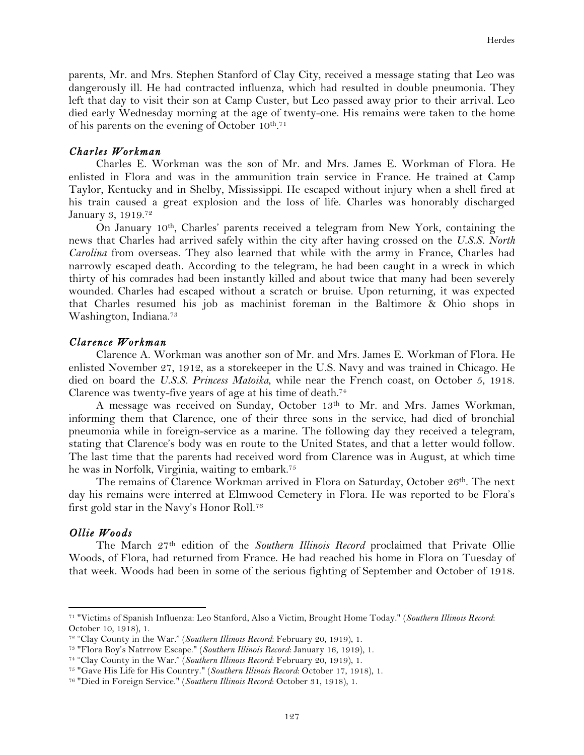parents, Mr. and Mrs. Stephen Stanford of Clay City, received a message stating that Leo was dangerously ill. He had contracted influenza, which had resulted in double pneumonia. They left that day to visit their son at Camp Custer, but Leo passed away prior to their arrival. Leo died early Wednesday morning at the age of twenty-one. His remains were taken to the home of his parents on the evening of October 10th.[71]

### *Charles Workman*

Charles E. Workman was the son of Mr. and Mrs. James E. Workman of Flora. He enlisted in Flora and was in the ammunition train service in France. He trained at Camp Taylor, Kentucky and in Shelby, Mississippi. He escaped without injury when a shell fired at his train caused a great explosion and the loss of life. Charles was honorably discharged January 3, 1919.[72]

On January 10th, Charles' parents received a telegram from New York, containing the news that Charles had arrived safely within the city after having crossed on the *U.S.S. North Carolina* from overseas. They also learned that while with the army in France, Charles had narrowly escaped death. According to the telegram, he had been caught in a wreck in which thirty of his comrades had been instantly killed and about twice that many had been severely wounded. Charles had escaped without a scratch or bruise. Upon returning, it was expected that Charles resumed his job as machinist foreman in the Baltimore & Ohio shops in Washington, Indiana.[73]

### *Clarence Workman*

Clarence A. Workman was another son of Mr. and Mrs. James E. Workman of Flora. He enlisted November 27, 1912, as a storekeeper in the U.S. Navy and was trained in Chicago. He died on board the *U.S.S. Princess Matoika*, while near the French coast, on October 5, 1918. Clarence was twenty-five years of age at his time of death.[74]

A message was received on Sunday, October 13th to Mr. and Mrs. James Workman, informing them that Clarence, one of their three sons in the service, had died of bronchial pneumonia while in foreign-service as a marine. The following day they received a telegram, stating that Clarence's body was en route to the United States, and that a letter would follow. The last time that the parents had received word from Clarence was in August, at which time he was in Norfolk, Virginia, waiting to embark.[75]

The remains of Clarence Workman arrived in Flora on Saturday, October 26th. The next day his remains were interred at Elmwood Cemetery in Flora. He was reported to be Flora's first gold star in the Navy's Honor Roll.[76]

### *Ollie Woods*

The March 27th edition of the *Southern Illinois Record* proclaimed that Private Ollie Woods, of Flora, had returned from France. He had reached his home in Flora on Tuesday of that week. Woods had been in some of the serious fighting of September and October of 1918.

---

[71] "Victims of Spanish Influenza: Leo Stanford, Also a Victim, Brought Home Today." (*Southern Illinois Record*: October 10, 1918), 1.

[72] "Clay County in the War." (*Southern Illinois Record*: February 20, 1919), 1.

[73] "Flora Boy's Natrrow Escape." (*Southern Illinois Record*: January 16, 1919), 1.

[74] "Clay County in the War." (*Southern Illinois Record*: February 20, 1919), 1.

[75] "Gave His Life for His Country." (*Southern Illinois Record*: October 17, 1918), 1.

[76] "Died in Foreign Service." (*Southern Illinois Record*: October 31, 1918), 1.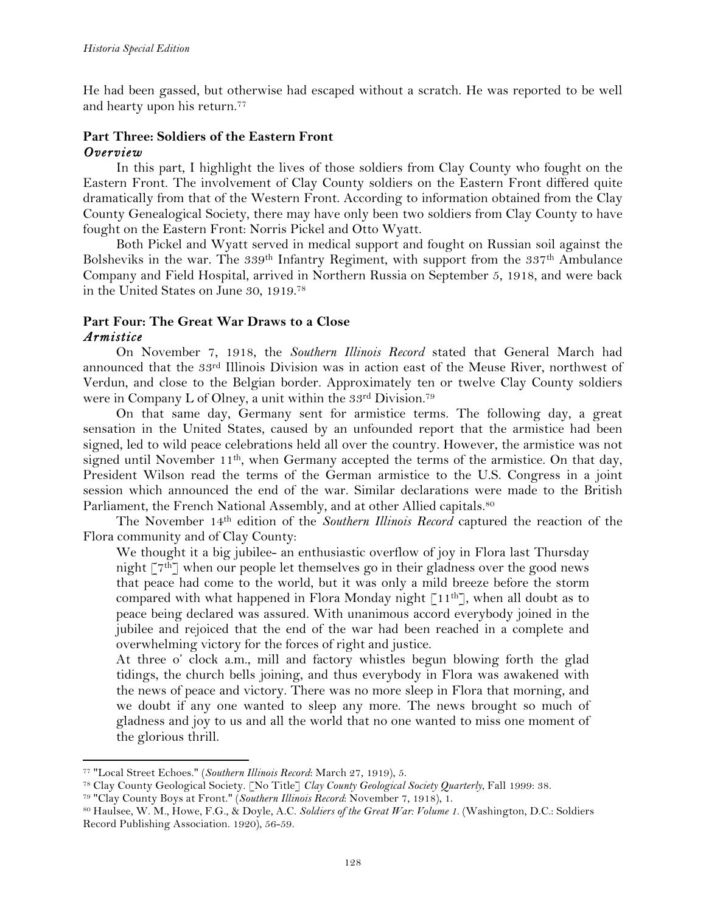He had been gassed, but otherwise had escaped without a scratch. He was reported to be well and hearty upon his return.[77]

## Part Three: Soldiers of the Eastern Front

### *Overview*

In this part, I highlight the lives of those soldiers from Clay County who fought on the Eastern Front. The involvement of Clay County soldiers on the Eastern Front differed quite dramatically from that of the Western Front. According to information obtained from the Clay County Genealogical Society, there may have only been two soldiers from Clay County to have fought on the Eastern Front: Norris Pickel and Otto Wyatt.

Both Pickel and Wyatt served in medical support and fought on Russian soil against the Bolsheviks in the war. The 339th Infantry Regiment, with support from the 337th Ambulance Company and Field Hospital, arrived in Northern Russia on September 5, 1918, and were back in the United States on June 30, 1919.[78]

## Part Four: The Great War Draws to a Close

### *Armistice*

On November 7, 1918, the *Southern Illinois Record* stated that General March had announced that the 33rd Illinois Division was in action east of the Meuse River, northwest of Verdun, and close to the Belgian border. Approximately ten or twelve Clay County soldiers were in Company L of Olney, a unit within the 33rd Division.[79]

On that same day, Germany sent for armistice terms. The following day, a great sensation in the United States, caused by an unfounded report that the armistice had been signed, led to wild peace celebrations held all over the country. However, the armistice was not signed until November 11th, when Germany accepted the terms of the armistice. On that day, President Wilson read the terms of the German armistice to the U.S. Congress in a joint session which announced the end of the war. Similar declarations were made to the British Parliament, the French National Assembly, and at other Allied capitals.[80]

The November 14th edition of the *Southern Illinois Record* captured the reaction of the Flora community and of Clay County:

> We thought it a big jubilee- an enthusiastic overflow of joy in Flora last Thursday night [7th] when our people let themselves go in their gladness over the good news that peace had come to the world, but it was only a mild breeze before the storm compared with what happened in Flora Monday night [11th], when all doubt as to peace being declared was assured. With unanimous accord everybody joined in the jubilee and rejoiced that the end of the war had been reached in a complete and overwhelming victory for the forces of right and justice.
>
> At three o' clock a.m., mill and factory whistles begun blowing forth the glad tidings, the church bells joining, and thus everybody in Flora was awakened with the news of peace and victory. There was no more sleep in Flora that morning, and we doubt if any one wanted to sleep any more. The news brought so much of gladness and joy to us and all the world that no one wanted to miss one moment of the glorious thrill.

---

[77] "Local Street Echoes." (*Southern Illinois Record*: March 27, 1919), 5.

[78] Clay County Geological Society. [No Title] *Clay County Geological Society Quarterly*, Fall 1999: 38.

[79] "Clay County Boys at Front." (*Southern Illinois Record*: November 7, 1918), 1.

[80] Haulsee, W. M., Howe, F.G., & Doyle, A.C. *Soldiers of the Great War: Volume 1.* (Washington, D.C.: Soldiers Record Publishing Association. 1920), 56-59.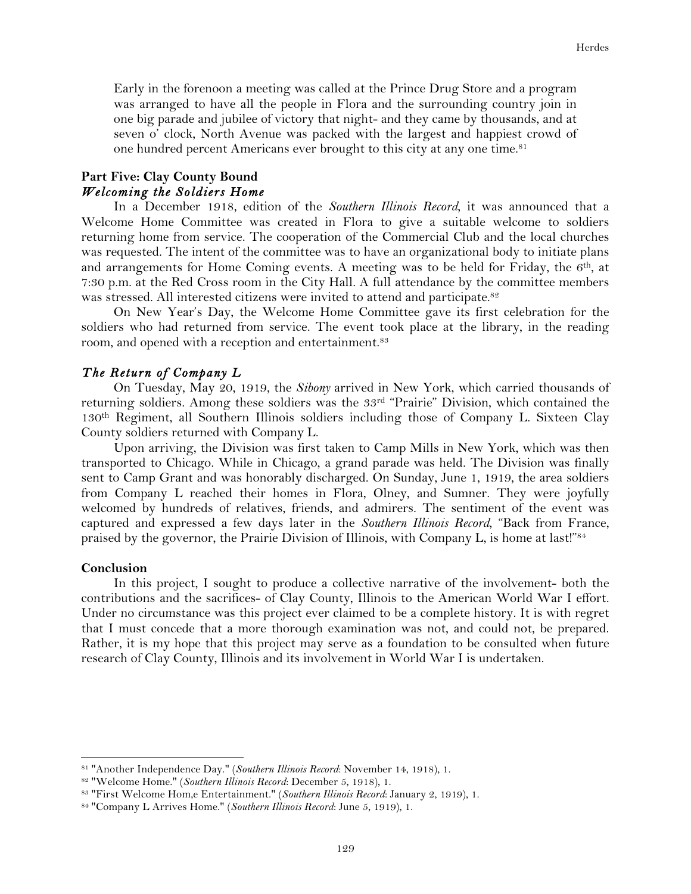Early in the forenoon a meeting was called at the Prince Drug Store and a program was arranged to have all the people in Flora and the surrounding country join in one big parade and jubilee of victory that night- and they came by thousands, and at seven o' clock, North Avenue was packed with the largest and happiest crowd of one hundred percent Americans ever brought to this city at any one time.[81]

## Part Five: Clay County Bound

### *Welcoming the Soldiers Home*

In a December 1918, edition of the *Southern Illinois Record*, it was announced that a Welcome Home Committee was created in Flora to give a suitable welcome to soldiers returning home from service. The cooperation of the Commercial Club and the local churches was requested. The intent of the committee was to have an organizational body to initiate plans and arrangements for Home Coming events. A meeting was to be held for Friday, the 6th, at 7:30 p.m. at the Red Cross room in the City Hall. A full attendance by the committee members was stressed. All interested citizens were invited to attend and participate.[82]

On New Year's Day, the Welcome Home Committee gave its first celebration for the soldiers who had returned from service. The event took place at the library, in the reading room, and opened with a reception and entertainment.[83]

### *The Return of Company L*

On Tuesday, May 20, 1919, the *Sibony* arrived in New York, which carried thousands of returning soldiers. Among these soldiers was the 33rd "Prairie" Division, which contained the 130th Regiment, all Southern Illinois soldiers including those of Company L. Sixteen Clay County soldiers returned with Company L.

Upon arriving, the Division was first taken to Camp Mills in New York, which was then transported to Chicago. While in Chicago, a grand parade was held. The Division was finally sent to Camp Grant and was honorably discharged. On Sunday, June 1, 1919, the area soldiers from Company L reached their homes in Flora, Olney, and Sumner. They were joyfully welcomed by hundreds of relatives, friends, and admirers. The sentiment of the event was captured and expressed a few days later in the *Southern Illinois Record*, "Back from France, praised by the governor, the Prairie Division of Illinois, with Company L, is home at last!"[84]

## Conclusion

In this project, I sought to produce a collective narrative of the involvement- both the contributions and the sacrifices- of Clay County, Illinois to the American World War I effort. Under no circumstance was this project ever claimed to be a complete history. It is with regret that I must concede that a more thorough examination was not, and could not, be prepared. Rather, it is my hope that this project may serve as a foundation to be consulted when future research of Clay County, Illinois and its involvement in World War I is undertaken.

---

[81] "Another Independence Day." (*Southern Illinois Record*: November 14, 1918), 1.

[82] "Welcome Home." (*Southern Illinois Record*: December 5, 1918), 1.

[83] "First Welcome Hom,e Entertainment." (*Southern Illinois Record*: January 2, 1919), 1.

[84] "Company L Arrives Home." (*Southern Illinois Record*: June 5, 1919), 1.